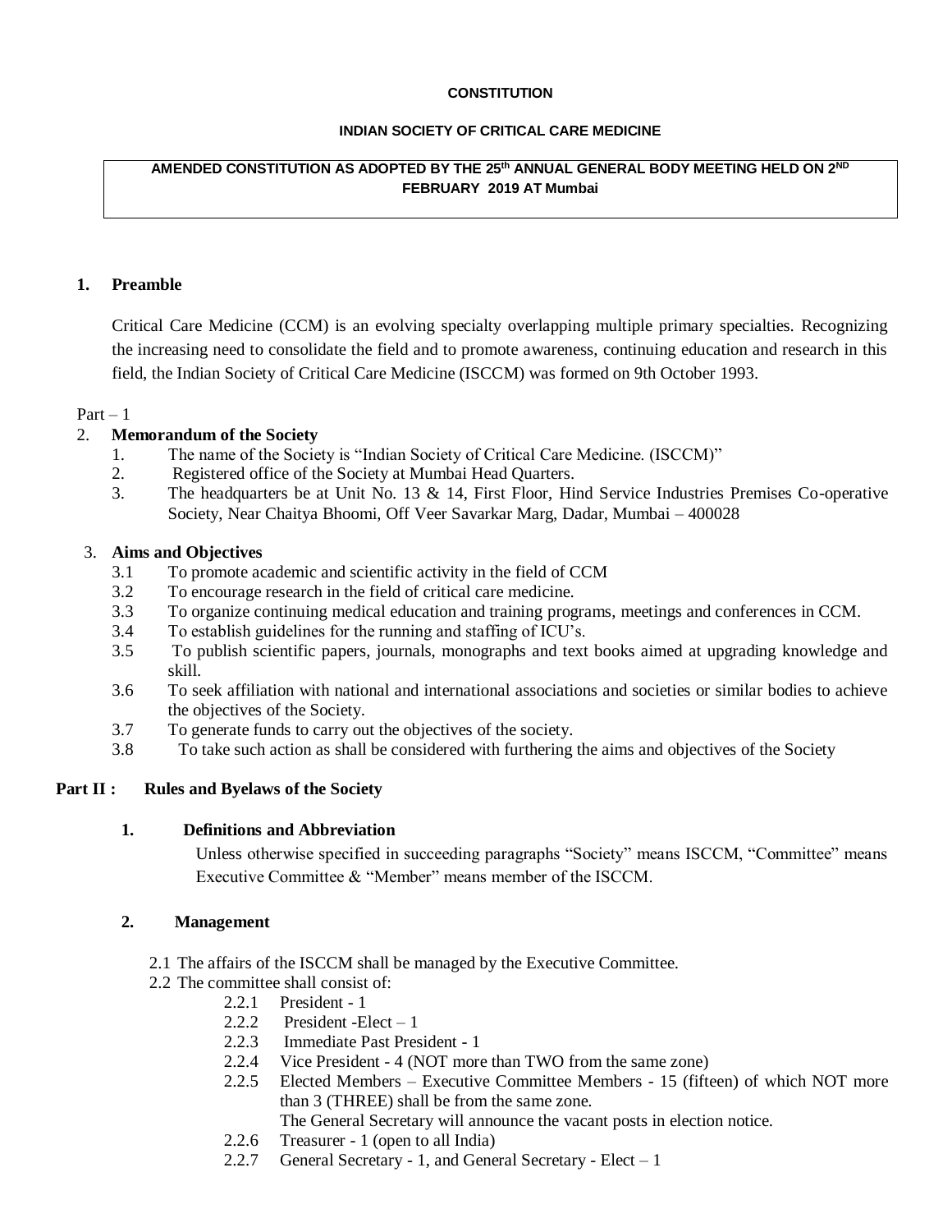**CONSTITUTION**

**INDIAN SOCIETY OF CRITICAL CARE MEDICINE**

**AMENDED CONSTITUTION AS ADOPTED BY THE 25th ANNUAL GENERAL BODY MEETING HELD ON 2ND FEBRUARY 2019 AT Mumbai**

## 1. Preamble

Critical Care Medicine (CCM) is an evolving specialty overlapping multiple primary specialties. Recognizing the increasing need to consolidate the field and to promote awareness, continuing education and research in this field, the Indian Society of Critical Care Medicine (ISCCM) was formed on 9th October 1993.

Part – 1

## 2. Memorandum of the Society

1. The name of the Society is "Indian Society of Critical Care Medicine. (ISCCM)"
2. Registered office of the Society at Mumbai Head Quarters.
3. The headquarters be at Unit No. 13 & 14, First Floor, Hind Service Industries Premises Co-operative Society, Near Chaitya Bhoomi, Off Veer Savarkar Marg, Dadar, Mumbai – 400028

## 3. Aims and Objectives

- 3.1 To promote academic and scientific activity in the field of CCM
- 3.2 To encourage research in the field of critical care medicine.
- 3.3 To organize continuing medical education and training programs, meetings and conferences in CCM.
- 3.4 To establish guidelines for the running and staffing of ICU's.
- 3.5 To publish scientific papers, journals, monographs and text books aimed at upgrading knowledge and skill.
- 3.6 To seek affiliation with national and international associations and societies or similar bodies to achieve the objectives of the Society.
- 3.7 To generate funds to carry out the objectives of the society.
- 3.8 To take such action as shall be considered with furthering the aims and objectives of the Society

## Part II : Rules and Byelaws of the Society

### 1. Definitions and Abbreviation

Unless otherwise specified in succeeding paragraphs "Society" means ISCCM, "Committee" means Executive Committee & "Member" means member of the ISCCM.

### 2. Management

2.1 The affairs of the ISCCM shall be managed by the Executive Committee.

2.2 The committee shall consist of:

- 2.2.1 President - 1
- 2.2.2 President -Elect – 1
- 2.2.3 Immediate Past President - 1
- 2.2.4 Vice President - 4 (NOT more than TWO from the same zone)
- 2.2.5 Elected Members – Executive Committee Members - 15 (fifteen) of which NOT more than 3 (THREE) shall be from the same zone.
  The General Secretary will announce the vacant posts in election notice.
- 2.2.6 Treasurer - 1 (open to all India)
- 2.2.7 General Secretary - 1, and General Secretary - Elect – 1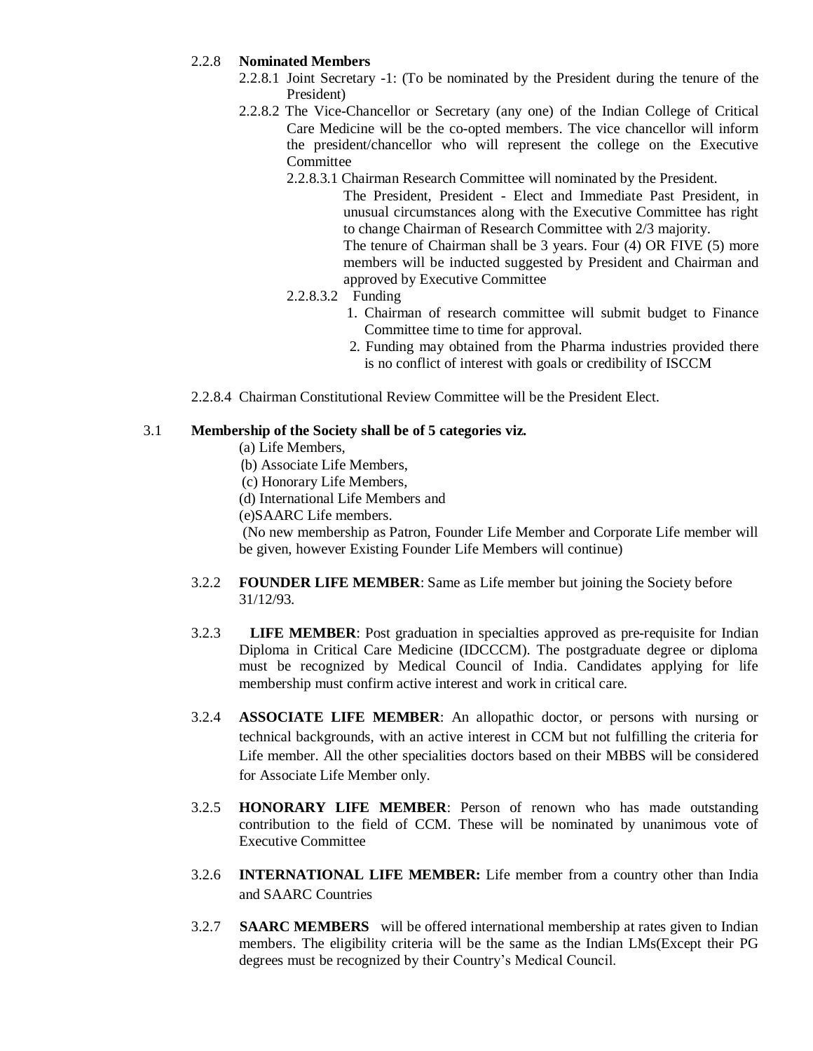2.2.8 **Nominated Members**

2.2.8.1 Joint Secretary -1: (To be nominated by the President during the tenure of the President)

2.2.8.2 The Vice-Chancellor or Secretary (any one) of the Indian College of Critical Care Medicine will be the co-opted members. The vice chancellor will inform the president/chancellor who will represent the college on the Executive Committee

2.2.8.3.1 Chairman Research Committee will nominated by the President.

The President, President - Elect and Immediate Past President, in unusual circumstances along with the Executive Committee has right to change Chairman of Research Committee with 2/3 majority.

The tenure of Chairman shall be 3 years. Four (4) OR FIVE (5) more members will be inducted suggested by President and Chairman and approved by Executive Committee

2.2.8.3.2 Funding

1. Chairman of research committee will submit budget to Finance Committee time to time for approval.
2. Funding may obtained from the Pharma industries provided there is no conflict of interest with goals or credibility of ISCCM

2.2.8.4 Chairman Constitutional Review Committee will be the President Elect.

3.1 **Membership of the Society shall be of 5 categories viz.**

(a) Life Members,
(b) Associate Life Members,
(c) Honorary Life Members,
(d) International Life Members and
(e)SAARC Life members.

(No new membership as Patron, Founder Life Member and Corporate Life member will be given, however Existing Founder Life Members will continue)

3.2.2 **FOUNDER LIFE MEMBER**: Same as Life member but joining the Society before 31/12/93.

3.2.3 **LIFE MEMBER**: Post graduation in specialties approved as pre-requisite for Indian Diploma in Critical Care Medicine (IDCCCM). The postgraduate degree or diploma must be recognized by Medical Council of India. Candidates applying for life membership must confirm active interest and work in critical care.

3.2.4 **ASSOCIATE LIFE MEMBER**: An allopathic doctor, or persons with nursing or technical backgrounds, with an active interest in CCM but not fulfilling the criteria for Life member. All the other specialities doctors based on their MBBS will be considered for Associate Life Member only.

3.2.5 **HONORARY LIFE MEMBER**: Person of renown who has made outstanding contribution to the field of CCM. These will be nominated by unanimous vote of Executive Committee

3.2.6 **INTERNATIONAL LIFE MEMBER:** Life member from a country other than India and SAARC Countries

3.2.7 **SAARC MEMBERS** will be offered international membership at rates given to Indian members. The eligibility criteria will be the same as the Indian LMs(Except their PG degrees must be recognized by their Country's Medical Council.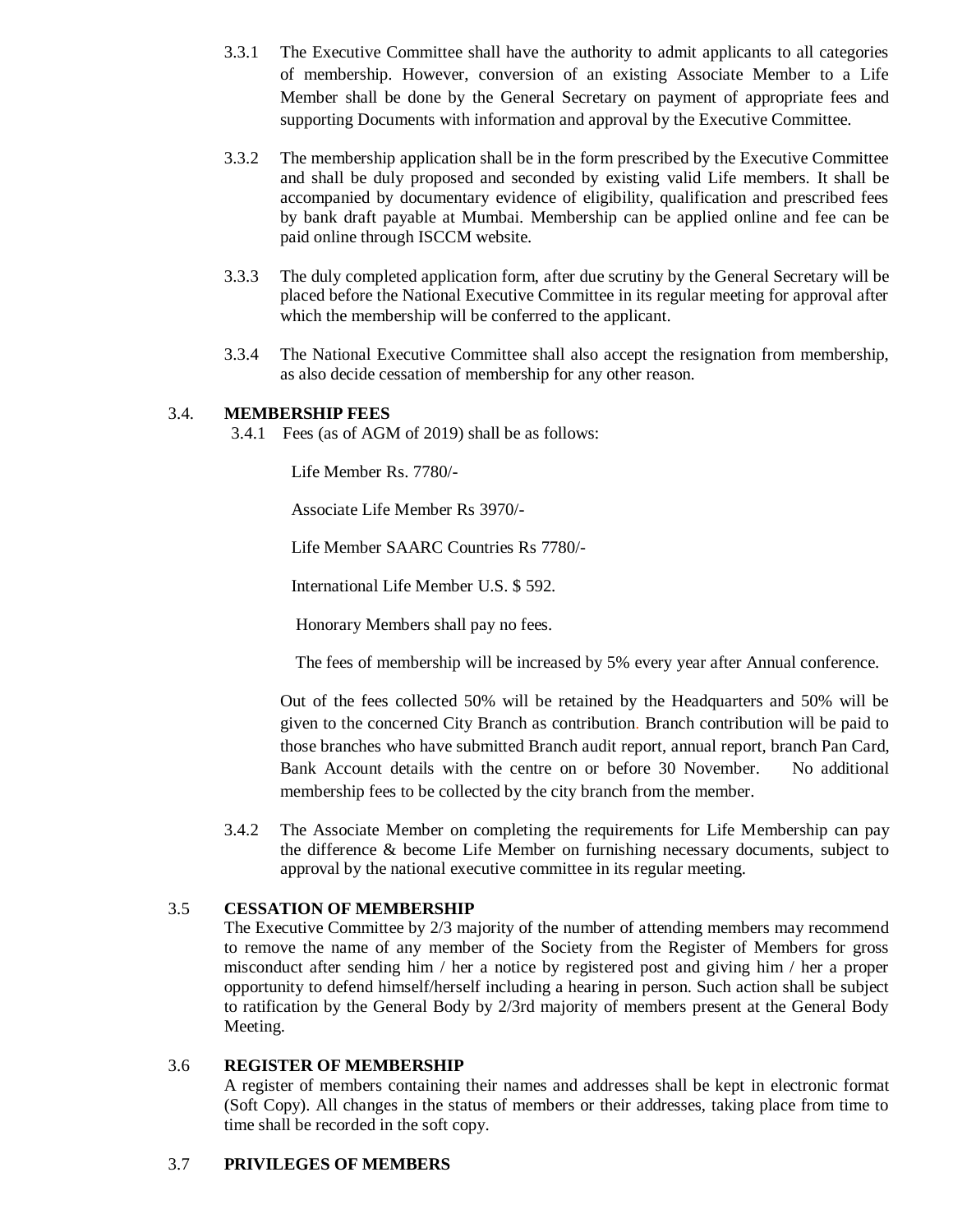3.3.1 The Executive Committee shall have the authority to admit applicants to all categories of membership. However, conversion of an existing Associate Member to a Life Member shall be done by the General Secretary on payment of appropriate fees and supporting Documents with information and approval by the Executive Committee.

3.3.2 The membership application shall be in the form prescribed by the Executive Committee and shall be duly proposed and seconded by existing valid Life members. It shall be accompanied by documentary evidence of eligibility, qualification and prescribed fees by bank draft payable at Mumbai. Membership can be applied online and fee can be paid online through ISCCM website.

3.3.3 The duly completed application form, after due scrutiny by the General Secretary will be placed before the National Executive Committee in its regular meeting for approval after which the membership will be conferred to the applicant.

3.3.4 The National Executive Committee shall also accept the resignation from membership, as also decide cessation of membership for any other reason.

### 3.4. MEMBERSHIP FEES

3.4.1 Fees (as of AGM of 2019) shall be as follows:

Life Member Rs. 7780/-

Associate Life Member Rs 3970/-

Life Member SAARC Countries Rs 7780/-

International Life Member U.S. $ 592.

Honorary Members shall pay no fees.

The fees of membership will be increased by 5% every year after Annual conference.

Out of the fees collected 50% will be retained by the Headquarters and 50% will be given to the concerned City Branch as contribution. Branch contribution will be paid to those branches who have submitted Branch audit report, annual report, branch Pan Card, Bank Account details with the centre on or before 30 November. No additional membership fees to be collected by the city branch from the member.

3.4.2 The Associate Member on completing the requirements for Life Membership can pay the difference & become Life Member on furnishing necessary documents, subject to approval by the national executive committee in its regular meeting.

### 3.5 CESSATION OF MEMBERSHIP

The Executive Committee by 2/3 majority of the number of attending members may recommend to remove the name of any member of the Society from the Register of Members for gross misconduct after sending him / her a notice by registered post and giving him / her a proper opportunity to defend himself/herself including a hearing in person. Such action shall be subject to ratification by the General Body by 2/3rd majority of members present at the General Body Meeting.

### 3.6 REGISTER OF MEMBERSHIP

A register of members containing their names and addresses shall be kept in electronic format (Soft Copy). All changes in the status of members or their addresses, taking place from time to time shall be recorded in the soft copy.

### 3.7 PRIVILEGES OF MEMBERS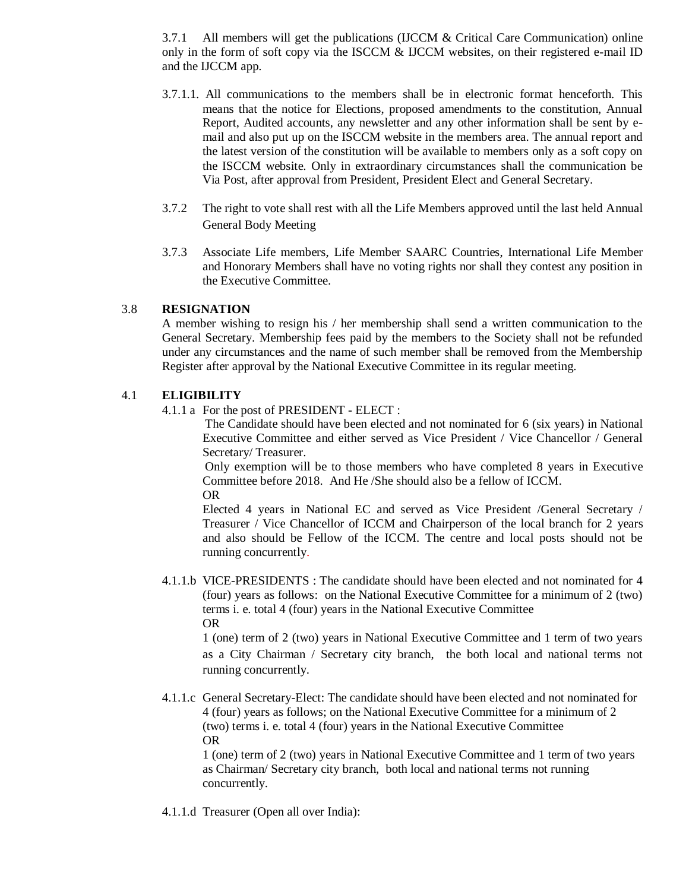3.7.1 All members will get the publications (IJCCM & Critical Care Communication) online only in the form of soft copy via the ISCCM & IJCCM websites, on their registered e-mail ID and the IJCCM app.

3.7.1.1. All communications to the members shall be in electronic format henceforth. This means that the notice for Elections, proposed amendments to the constitution, Annual Report, Audited accounts, any newsletter and any other information shall be sent by e-mail and also put up on the ISCCM website in the members area. The annual report and the latest version of the constitution will be available to members only as a soft copy on the ISCCM website. Only in extraordinary circumstances shall the communication be Via Post, after approval from President, President Elect and General Secretary.

3.7.2 The right to vote shall rest with all the Life Members approved until the last held Annual General Body Meeting

3.7.3 Associate Life members, Life Member SAARC Countries, International Life Member and Honorary Members shall have no voting rights nor shall they contest any position in the Executive Committee.

## 3.8 **RESIGNATION**

A member wishing to resign his / her membership shall send a written communication to the General Secretary. Membership fees paid by the members to the Society shall not be refunded under any circumstances and the name of such member shall be removed from the Membership Register after approval by the National Executive Committee in its regular meeting.

## 4.1 **ELIGIBILITY**

4.1.1 a For the post of PRESIDENT - ELECT :

The Candidate should have been elected and not nominated for 6 (six years) in National Executive Committee and either served as Vice President / Vice Chancellor / General Secretary/ Treasurer.

Only exemption will be to those members who have completed 8 years in Executive Committee before 2018. And He /She should also be a fellow of ICCM.

OR

Elected 4 years in National EC and served as Vice President /General Secretary / Treasurer / Vice Chancellor of ICCM and Chairperson of the local branch for 2 years and also should be Fellow of the ICCM. The centre and local posts should not be running concurrently.

4.1.1.b VICE-PRESIDENTS : The candidate should have been elected and not nominated for 4 (four) years as follows: on the National Executive Committee for a minimum of 2 (two) terms i. e. total 4 (four) years in the National Executive Committee

OR

1 (one) term of 2 (two) years in National Executive Committee and 1 term of two years as a City Chairman / Secretary city branch, the both local and national terms not running concurrently.

4.1.1.c General Secretary-Elect: The candidate should have been elected and not nominated for 4 (four) years as follows; on the National Executive Committee for a minimum of 2 (two) terms i. e. total 4 (four) years in the National Executive Committee

OR

1 (one) term of 2 (two) years in National Executive Committee and 1 term of two years as Chairman/ Secretary city branch, both local and national terms not running concurrently.

4.1.1.d Treasurer (Open all over India):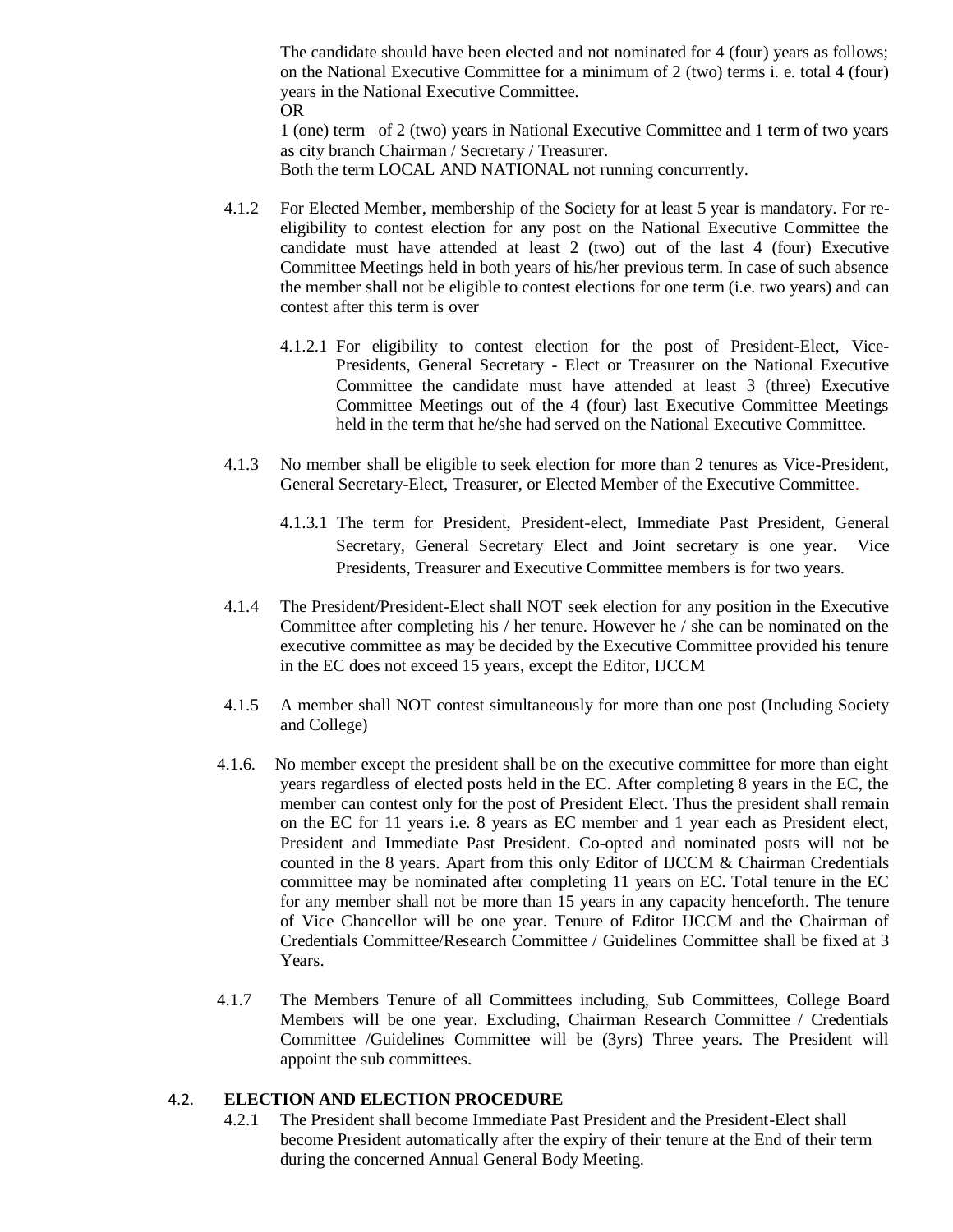The candidate should have been elected and not nominated for 4 (four) years as follows; on the National Executive Committee for a minimum of 2 (two) terms i. e. total 4 (four) years in the National Executive Committee.

OR

1 (one) term of 2 (two) years in National Executive Committee and 1 term of two years as city branch Chairman / Secretary / Treasurer.

Both the term LOCAL AND NATIONAL not running concurrently.

4.1.2 For Elected Member, membership of the Society for at least 5 year is mandatory. For re-eligibility to contest election for any post on the National Executive Committee the candidate must have attended at least 2 (two) out of the last 4 (four) Executive Committee Meetings held in both years of his/her previous term. In case of such absence the member shall not be eligible to contest elections for one term (i.e. two years) and can contest after this term is over

4.1.2.1 For eligibility to contest election for the post of President-Elect, Vice-Presidents, General Secretary - Elect or Treasurer on the National Executive Committee the candidate must have attended at least 3 (three) Executive Committee Meetings out of the 4 (four) last Executive Committee Meetings held in the term that he/she had served on the National Executive Committee.

4.1.3 No member shall be eligible to seek election for more than 2 tenures as Vice-President, General Secretary-Elect, Treasurer, or Elected Member of the Executive Committee.

4.1.3.1 The term for President, President-elect, Immediate Past President, General Secretary, General Secretary Elect and Joint secretary is one year. Vice Presidents, Treasurer and Executive Committee members is for two years.

4.1.4 The President/President-Elect shall NOT seek election for any position in the Executive Committee after completing his / her tenure. However he / she can be nominated on the executive committee as may be decided by the Executive Committee provided his tenure in the EC does not exceed 15 years, except the Editor, IJCCM

4.1.5 A member shall NOT contest simultaneously for more than one post (Including Society and College)

4.1.6. No member except the president shall be on the executive committee for more than eight years regardless of elected posts held in the EC. After completing 8 years in the EC, the member can contest only for the post of President Elect. Thus the president shall remain on the EC for 11 years i.e. 8 years as EC member and 1 year each as President elect, President and Immediate Past President. Co-opted and nominated posts will not be counted in the 8 years. Apart from this only Editor of IJCCM & Chairman Credentials committee may be nominated after completing 11 years on EC. Total tenure in the EC for any member shall not be more than 15 years in any capacity henceforth. The tenure of Vice Chancellor will be one year. Tenure of Editor IJCCM and the Chairman of Credentials Committee/Research Committee / Guidelines Committee shall be fixed at 3 Years.

4.1.7 The Members Tenure of all Committees including, Sub Committees, College Board Members will be one year. Excluding, Chairman Research Committee / Credentials Committee /Guidelines Committee will be (3yrs) Three years. The President will appoint the sub committees.

## 4.2. ELECTION AND ELECTION PROCEDURE

4.2.1 The President shall become Immediate Past President and the President-Elect shall become President automatically after the expiry of their tenure at the End of their term during the concerned Annual General Body Meeting.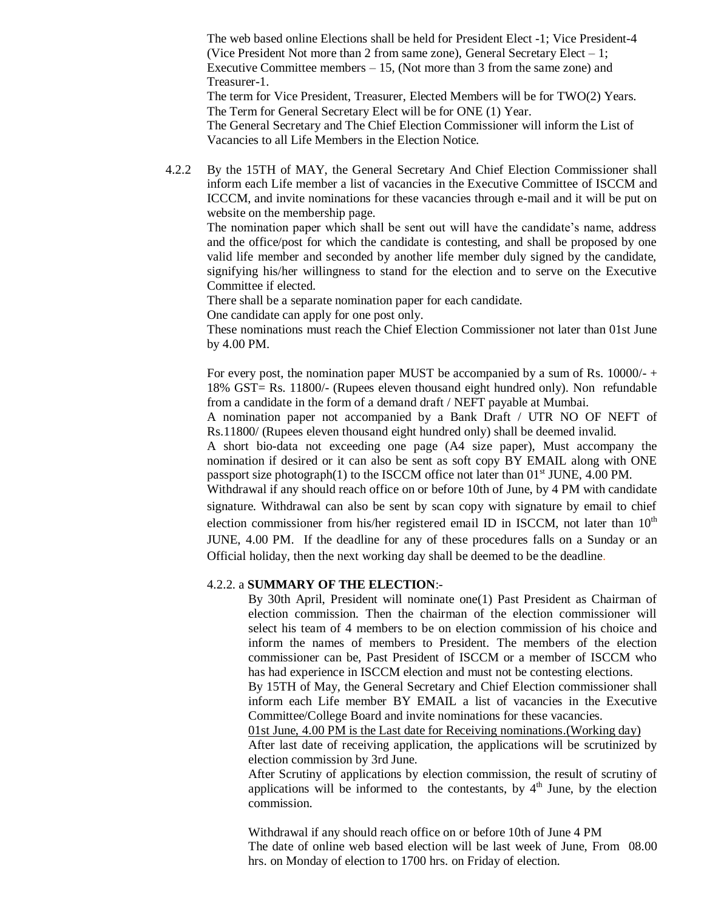The web based online Elections shall be held for President Elect -1; Vice President-4 (Vice President Not more than 2 from same zone), General Secretary Elect – 1; Executive Committee members – 15, (Not more than 3 from the same zone) and Treasurer-1.
The term for Vice President, Treasurer, Elected Members will be for TWO(2) Years. The Term for General Secretary Elect will be for ONE (1) Year.
The General Secretary and The Chief Election Commissioner will inform the List of Vacancies to all Life Members in the Election Notice.

4.2.2 By the 15TH of MAY, the General Secretary And Chief Election Commissioner shall inform each Life member a list of vacancies in the Executive Committee of ISCCM and ICCCM, and invite nominations for these vacancies through e-mail and it will be put on website on the membership page.
The nomination paper which shall be sent out will have the candidate's name, address and the office/post for which the candidate is contesting, and shall be proposed by one valid life member and seconded by another life member duly signed by the candidate, signifying his/her willingness to stand for the election and to serve on the Executive Committee if elected.
There shall be a separate nomination paper for each candidate.
One candidate can apply for one post only.
These nominations must reach the Chief Election Commissioner not later than 01st June by 4.00 PM.

For every post, the nomination paper MUST be accompanied by a sum of Rs. 10000/- + 18% GST= Rs. 11800/- (Rupees eleven thousand eight hundred only). Non refundable from a candidate in the form of a demand draft / NEFT payable at Mumbai.
A nomination paper not accompanied by a Bank Draft / UTR NO OF NEFT of Rs.11800/ (Rupees eleven thousand eight hundred only) shall be deemed invalid.
A short bio-data not exceeding one page (A4 size paper), Must accompany the nomination if desired or it can also be sent as soft copy BY EMAIL along with ONE passport size photograph(1) to the ISCCM office not later than 01st JUNE, 4.00 PM.
Withdrawal if any should reach office on or before 10th of June, by 4 PM with candidate signature. Withdrawal can also be sent by scan copy with signature by email to chief election commissioner from his/her registered email ID in ISCCM, not later than 10th JUNE, 4.00 PM. If the deadline for any of these procedures falls on a Sunday or an Official holiday, then the next working day shall be deemed to be the deadline.

4.2.2. a **SUMMARY OF THE ELECTION**:-

By 30th April, President will nominate one(1) Past President as Chairman of election commission. Then the chairman of the election commissioner will select his team of 4 members to be on election commission of his choice and inform the names of members to President. The members of the election commissioner can be, Past President of ISCCM or a member of ISCCM who has had experience in ISCCM election and must not be contesting elections.
By 15TH of May, the General Secretary and Chief Election commissioner shall inform each Life member BY EMAIL a list of vacancies in the Executive Committee/College Board and invite nominations for these vacancies.
<u>01st June, 4.00 PM is the Last date for Receiving nominations.(Working day)</u>
After last date of receiving application, the applications will be scrutinized by election commission by 3rd June.
After Scrutiny of applications by election commission, the result of scrutiny of applications will be informed to the contestants, by 4th June, by the election commission.

Withdrawal if any should reach office on or before 10th of June 4 PM
The date of online web based election will be last week of June, From 08.00 hrs. on Monday of election to 1700 hrs. on Friday of election.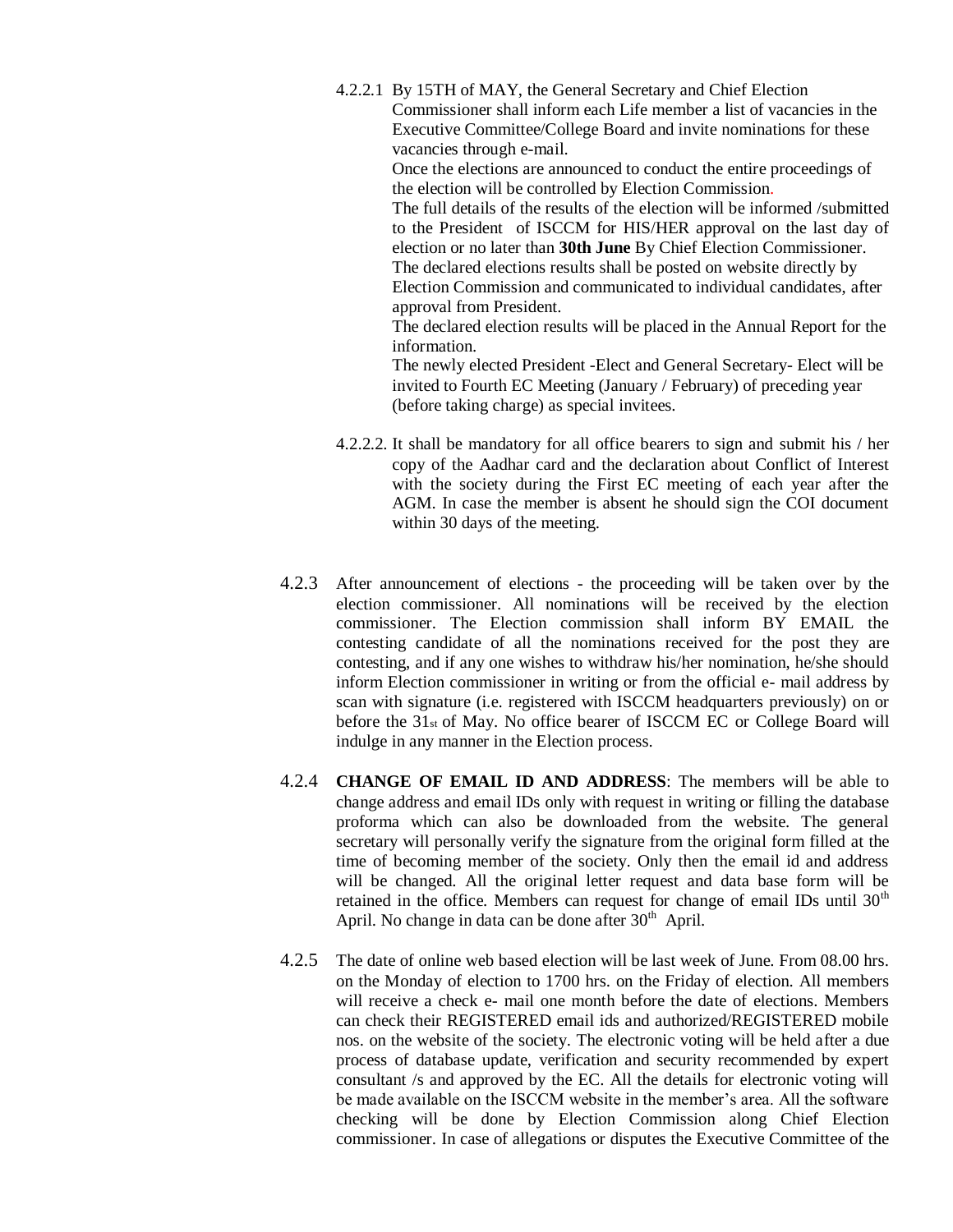4.2.2.1 By 15TH of MAY, the General Secretary and Chief Election Commissioner shall inform each Life member a list of vacancies in the Executive Committee/College Board and invite nominations for these vacancies through e-mail.

Once the elections are announced to conduct the entire proceedings of the election will be controlled by Election Commission.

The full details of the results of the election will be informed /submitted to the President of ISCCM for HIS/HER approval on the last day of election or no later than **30th June** By Chief Election Commissioner.

The declared elections results shall be posted on website directly by Election Commission and communicated to individual candidates, after approval from President.

The declared election results will be placed in the Annual Report for the information.

The newly elected President -Elect and General Secretary- Elect will be invited to Fourth EC Meeting (January / February) of preceding year (before taking charge) as special invitees.

4.2.2.2. It shall be mandatory for all office bearers to sign and submit his / her copy of the Aadhar card and the declaration about Conflict of Interest with the society during the First EC meeting of each year after the AGM. In case the member is absent he should sign the COI document within 30 days of the meeting.

4.2.3 After announcement of elections - the proceeding will be taken over by the election commissioner. All nominations will be received by the election commissioner. The Election commission shall inform BY EMAIL the contesting candidate of all the nominations received for the post they are contesting, and if any one wishes to withdraw his/her nomination, he/she should inform Election commissioner in writing or from the official e- mail address by scan with signature (i.e. registered with ISCCM headquarters previously) on or before the 31st of May. No office bearer of ISCCM EC or College Board will indulge in any manner in the Election process.

4.2.4 **CHANGE OF EMAIL ID AND ADDRESS**: The members will be able to change address and email IDs only with request in writing or filling the database proforma which can also be downloaded from the website. The general secretary will personally verify the signature from the original form filled at the time of becoming member of the society. Only then the email id and address will be changed. All the original letter request and data base form will be retained in the office. Members can request for change of email IDs until 30th April. No change in data can be done after 30th April.

4.2.5 The date of online web based election will be last week of June. From 08.00 hrs. on the Monday of election to 1700 hrs. on the Friday of election. All members will receive a check e- mail one month before the date of elections. Members can check their REGISTERED email ids and authorized/REGISTERED mobile nos. on the website of the society. The electronic voting will be held after a due process of database update, verification and security recommended by expert consultant /s and approved by the EC. All the details for electronic voting will be made available on the ISCCM website in the member's area. All the software checking will be done by Election Commission along Chief Election commissioner. In case of allegations or disputes the Executive Committee of the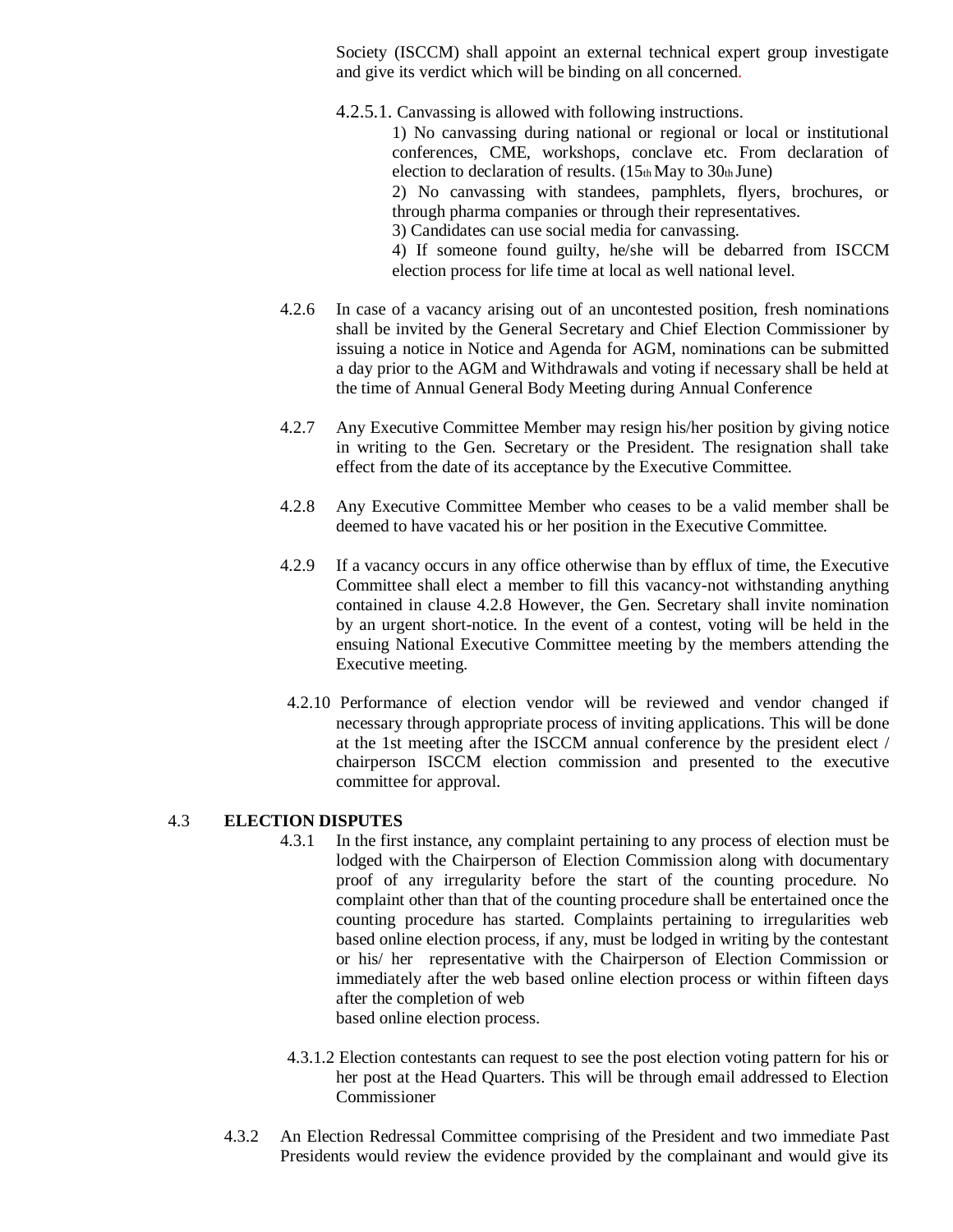Society (ISCCM) shall appoint an external technical expert group investigate and give its verdict which will be binding on all concerned.

4.2.5.1. Canvassing is allowed with following instructions.

1) No canvassing during national or regional or local or institutional conferences, CME, workshops, conclave etc. From declaration of election to declaration of results. (15th May to 30th June)

2) No canvassing with standees, pamphlets, flyers, brochures, or through pharma companies or through their representatives.

3) Candidates can use social media for canvassing.

4) If someone found guilty, he/she will be debarred from ISCCM election process for life time at local as well national level.

4.2.6 In case of a vacancy arising out of an uncontested position, fresh nominations shall be invited by the General Secretary and Chief Election Commissioner by issuing a notice in Notice and Agenda for AGM, nominations can be submitted a day prior to the AGM and Withdrawals and voting if necessary shall be held at the time of Annual General Body Meeting during Annual Conference

4.2.7 Any Executive Committee Member may resign his/her position by giving notice in writing to the Gen. Secretary or the President. The resignation shall take effect from the date of its acceptance by the Executive Committee.

4.2.8 Any Executive Committee Member who ceases to be a valid member shall be deemed to have vacated his or her position in the Executive Committee.

4.2.9 If a vacancy occurs in any office otherwise than by efflux of time, the Executive Committee shall elect a member to fill this vacancy-not withstanding anything contained in clause 4.2.8 However, the Gen. Secretary shall invite nomination by an urgent short-notice. In the event of a contest, voting will be held in the ensuing National Executive Committee meeting by the members attending the Executive meeting.

4.2.10 Performance of election vendor will be reviewed and vendor changed if necessary through appropriate process of inviting applications. This will be done at the 1st meeting after the ISCCM annual conference by the president elect / chairperson ISCCM election commission and presented to the executive committee for approval.

## 4.3 ELECTION DISPUTES

4.3.1 In the first instance, any complaint pertaining to any process of election must be lodged with the Chairperson of Election Commission along with documentary proof of any irregularity before the start of the counting procedure. No complaint other than that of the counting procedure shall be entertained once the counting procedure has started. Complaints pertaining to irregularities web based online election process, if any, must be lodged in writing by the contestant or his/ her representative with the Chairperson of Election Commission or immediately after the web based online election process or within fifteen days after the completion of web based online election process.

4.3.1.2 Election contestants can request to see the post election voting pattern for his or her post at the Head Quarters. This will be through email addressed to Election Commissioner

4.3.2 An Election Redressal Committee comprising of the President and two immediate Past Presidents would review the evidence provided by the complainant and would give its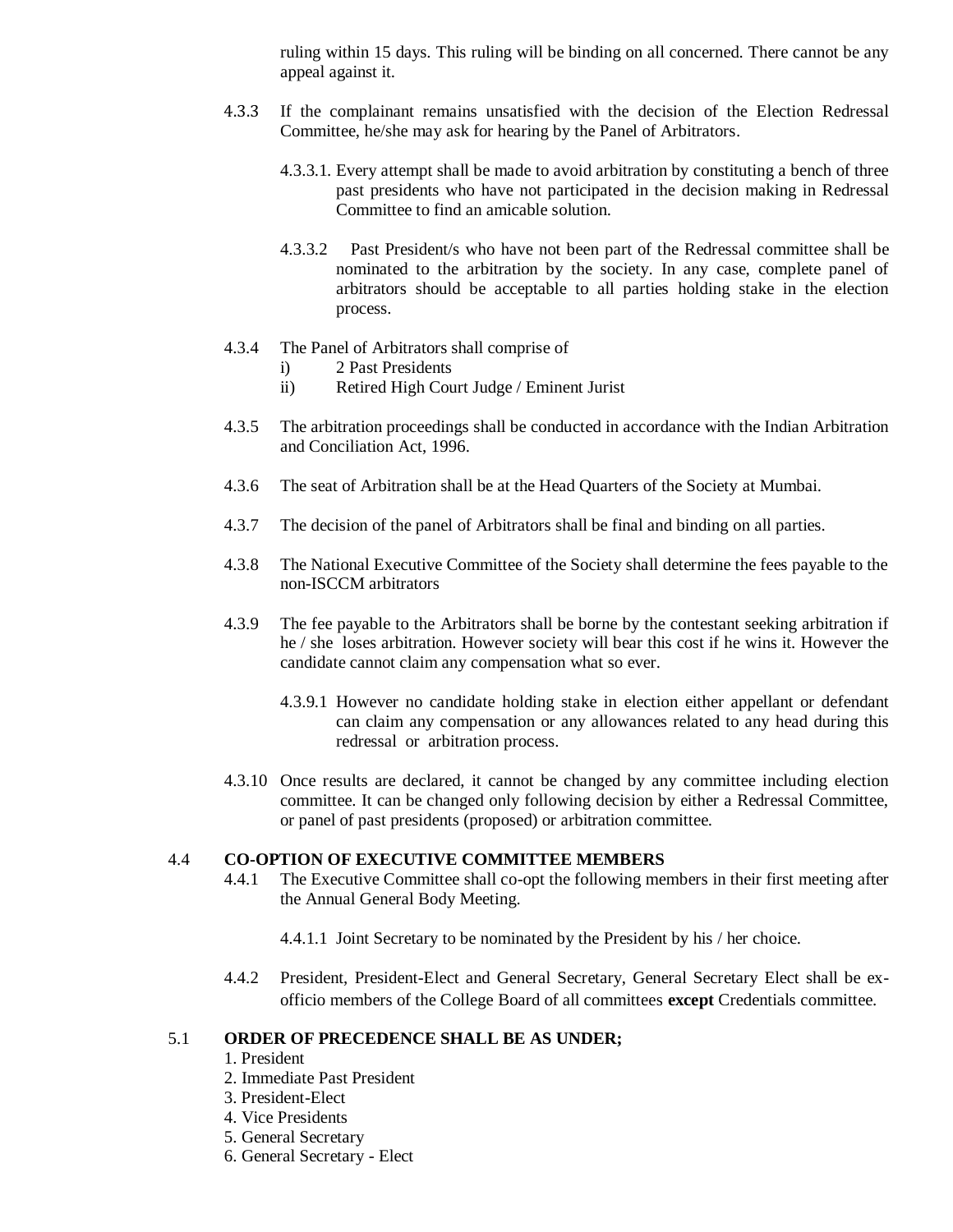ruling within 15 days. This ruling will be binding on all concerned. There cannot be any appeal against it.

4.3.3 If the complainant remains unsatisfied with the decision of the Election Redressal Committee, he/she may ask for hearing by the Panel of Arbitrators.

4.3.3.1. Every attempt shall be made to avoid arbitration by constituting a bench of three past presidents who have not participated in the decision making in Redressal Committee to find an amicable solution.

4.3.3.2 Past President/s who have not been part of the Redressal committee shall be nominated to the arbitration by the society. In any case, complete panel of arbitrators should be acceptable to all parties holding stake in the election process.

4.3.4 The Panel of Arbitrators shall comprise of

i) 2 Past Presidents

ii) Retired High Court Judge / Eminent Jurist

4.3.5 The arbitration proceedings shall be conducted in accordance with the Indian Arbitration and Conciliation Act, 1996.

4.3.6 The seat of Arbitration shall be at the Head Quarters of the Society at Mumbai.

4.3.7 The decision of the panel of Arbitrators shall be final and binding on all parties.

4.3.8 The National Executive Committee of the Society shall determine the fees payable to the non-ISCCM arbitrators

4.3.9 The fee payable to the Arbitrators shall be borne by the contestant seeking arbitration if he / she loses arbitration. However society will bear this cost if he wins it. However the candidate cannot claim any compensation what so ever.

4.3.9.1 However no candidate holding stake in election either appellant or defendant can claim any compensation or any allowances related to any head during this redressal or arbitration process.

4.3.10 Once results are declared, it cannot be changed by any committee including election committee. It can be changed only following decision by either a Redressal Committee, or panel of past presidents (proposed) or arbitration committee.

## 4.4 CO-OPTION OF EXECUTIVE COMMITTEE MEMBERS

4.4.1 The Executive Committee shall co-opt the following members in their first meeting after the Annual General Body Meeting.

4.4.1.1 Joint Secretary to be nominated by the President by his / her choice.

4.4.2 President, President-Elect and General Secretary, General Secretary Elect shall be ex-officio members of the College Board of all committees **except** Credentials committee.

## 5.1 ORDER OF PRECEDENCE SHALL BE AS UNDER;

1. President
2. Immediate Past President
3. President-Elect
4. Vice Presidents
5. General Secretary
6. General Secretary - Elect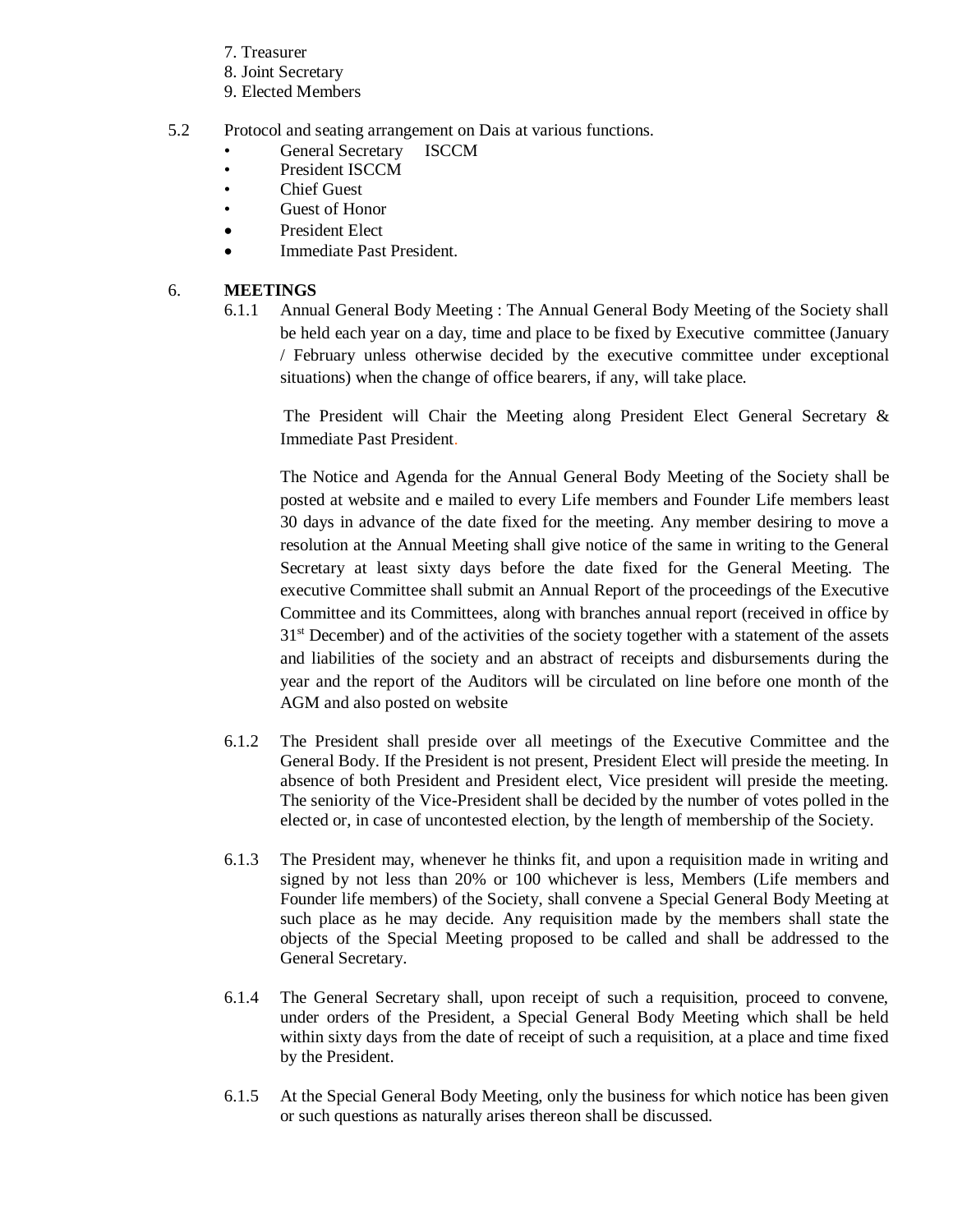7. Treasurer
8. Joint Secretary
9. Elected Members

5.2 Protocol and seating arrangement on Dais at various functions.

- General Secretary ISCCM
- President ISCCM
- Chief Guest
- Guest of Honor
- President Elect
- Immediate Past President.

6. **MEETINGS**

6.1.1 Annual General Body Meeting : The Annual General Body Meeting of the Society shall be held each year on a day, time and place to be fixed by Executive committee (January / February unless otherwise decided by the executive committee under exceptional situations) when the change of office bearers, if any, will take place.

The President will Chair the Meeting along President Elect General Secretary & Immediate Past President.

The Notice and Agenda for the Annual General Body Meeting of the Society shall be posted at website and e mailed to every Life members and Founder Life members least 30 days in advance of the date fixed for the meeting. Any member desiring to move a resolution at the Annual Meeting shall give notice of the same in writing to the General Secretary at least sixty days before the date fixed for the General Meeting. The executive Committee shall submit an Annual Report of the proceedings of the Executive Committee and its Committees, along with branches annual report (received in office by 31st December) and of the activities of the society together with a statement of the assets and liabilities of the society and an abstract of receipts and disbursements during the year and the report of the Auditors will be circulated on line before one month of the AGM and also posted on website

6.1.2 The President shall preside over all meetings of the Executive Committee and the General Body. If the President is not present, President Elect will preside the meeting. In absence of both President and President elect, Vice president will preside the meeting. The seniority of the Vice-President shall be decided by the number of votes polled in the elected or, in case of uncontested election, by the length of membership of the Society.

6.1.3 The President may, whenever he thinks fit, and upon a requisition made in writing and signed by not less than 20% or 100 whichever is less, Members (Life members and Founder life members) of the Society, shall convene a Special General Body Meeting at such place as he may decide. Any requisition made by the members shall state the objects of the Special Meeting proposed to be called and shall be addressed to the General Secretary.

6.1.4 The General Secretary shall, upon receipt of such a requisition, proceed to convene, under orders of the President, a Special General Body Meeting which shall be held within sixty days from the date of receipt of such a requisition, at a place and time fixed by the President.

6.1.5 At the Special General Body Meeting, only the business for which notice has been given or such questions as naturally arises thereon shall be discussed.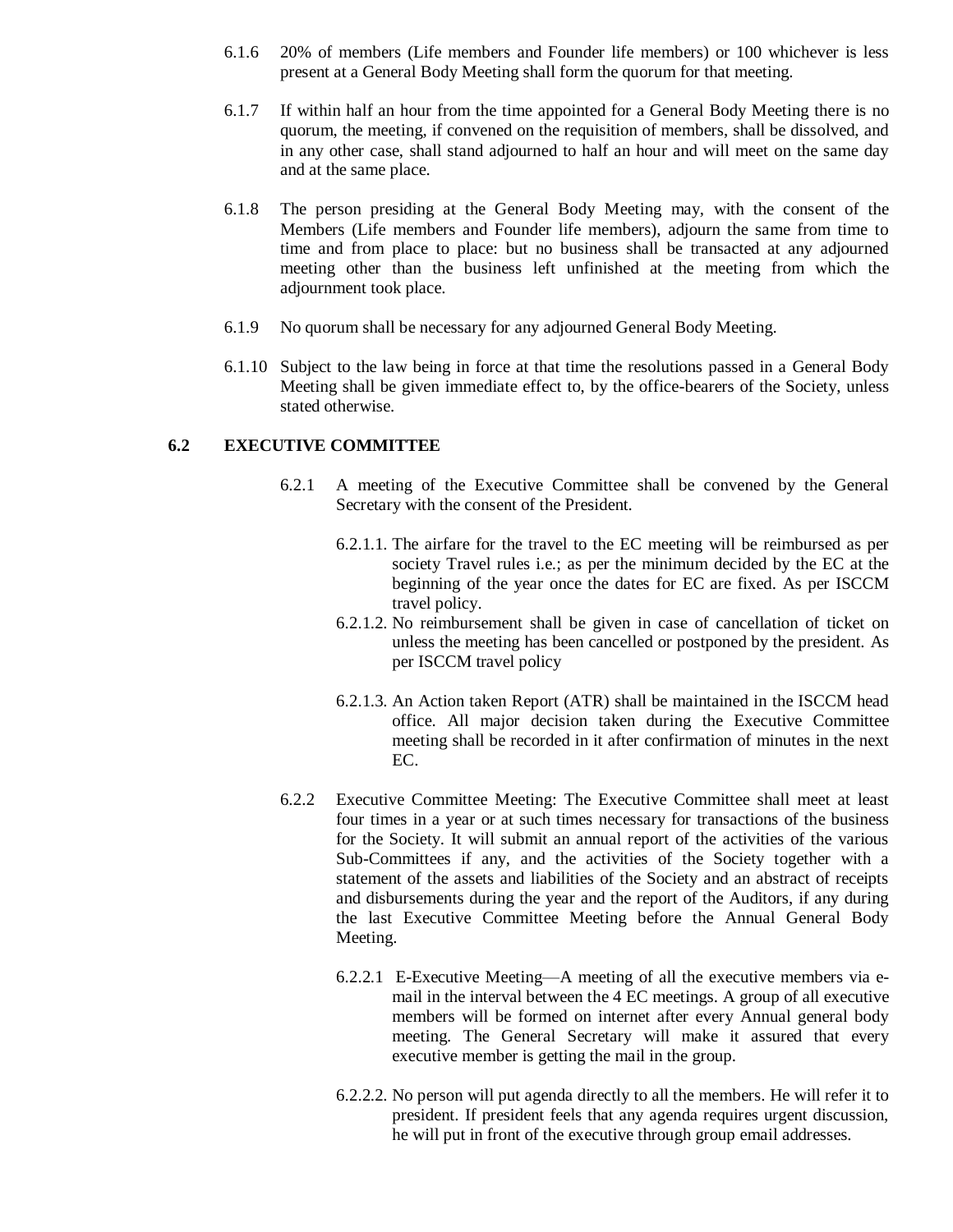6.1.6 20% of members (Life members and Founder life members) or 100 whichever is less present at a General Body Meeting shall form the quorum for that meeting.

6.1.7 If within half an hour from the time appointed for a General Body Meeting there is no quorum, the meeting, if convened on the requisition of members, shall be dissolved, and in any other case, shall stand adjourned to half an hour and will meet on the same day and at the same place.

6.1.8 The person presiding at the General Body Meeting may, with the consent of the Members (Life members and Founder life members), adjourn the same from time to time and from place to place: but no business shall be transacted at any adjourned meeting other than the business left unfinished at the meeting from which the adjournment took place.

6.1.9 No quorum shall be necessary for any adjourned General Body Meeting.

6.1.10 Subject to the law being in force at that time the resolutions passed in a General Body Meeting shall be given immediate effect to, by the office-bearers of the Society, unless stated otherwise.

### 6.2 EXECUTIVE COMMITTEE

6.2.1 A meeting of the Executive Committee shall be convened by the General Secretary with the consent of the President.

6.2.1.1. The airfare for the travel to the EC meeting will be reimbursed as per society Travel rules i.e.; as per the minimum decided by the EC at the beginning of the year once the dates for EC are fixed. As per ISCCM travel policy.

6.2.1.2. No reimbursement shall be given in case of cancellation of ticket on unless the meeting has been cancelled or postponed by the president. As per ISCCM travel policy

6.2.1.3. An Action taken Report (ATR) shall be maintained in the ISCCM head office. All major decision taken during the Executive Committee meeting shall be recorded in it after confirmation of minutes in the next EC.

6.2.2 Executive Committee Meeting: The Executive Committee shall meet at least four times in a year or at such times necessary for transactions of the business for the Society. It will submit an annual report of the activities of the various Sub-Committees if any, and the activities of the Society together with a statement of the assets and liabilities of the Society and an abstract of receipts and disbursements during the year and the report of the Auditors, if any during the last Executive Committee Meeting before the Annual General Body Meeting.

6.2.2.1 E-Executive Meeting—A meeting of all the executive members via e-mail in the interval between the 4 EC meetings. A group of all executive members will be formed on internet after every Annual general body meeting. The General Secretary will make it assured that every executive member is getting the mail in the group.

6.2.2.2. No person will put agenda directly to all the members. He will refer it to president. If president feels that any agenda requires urgent discussion, he will put in front of the executive through group email addresses.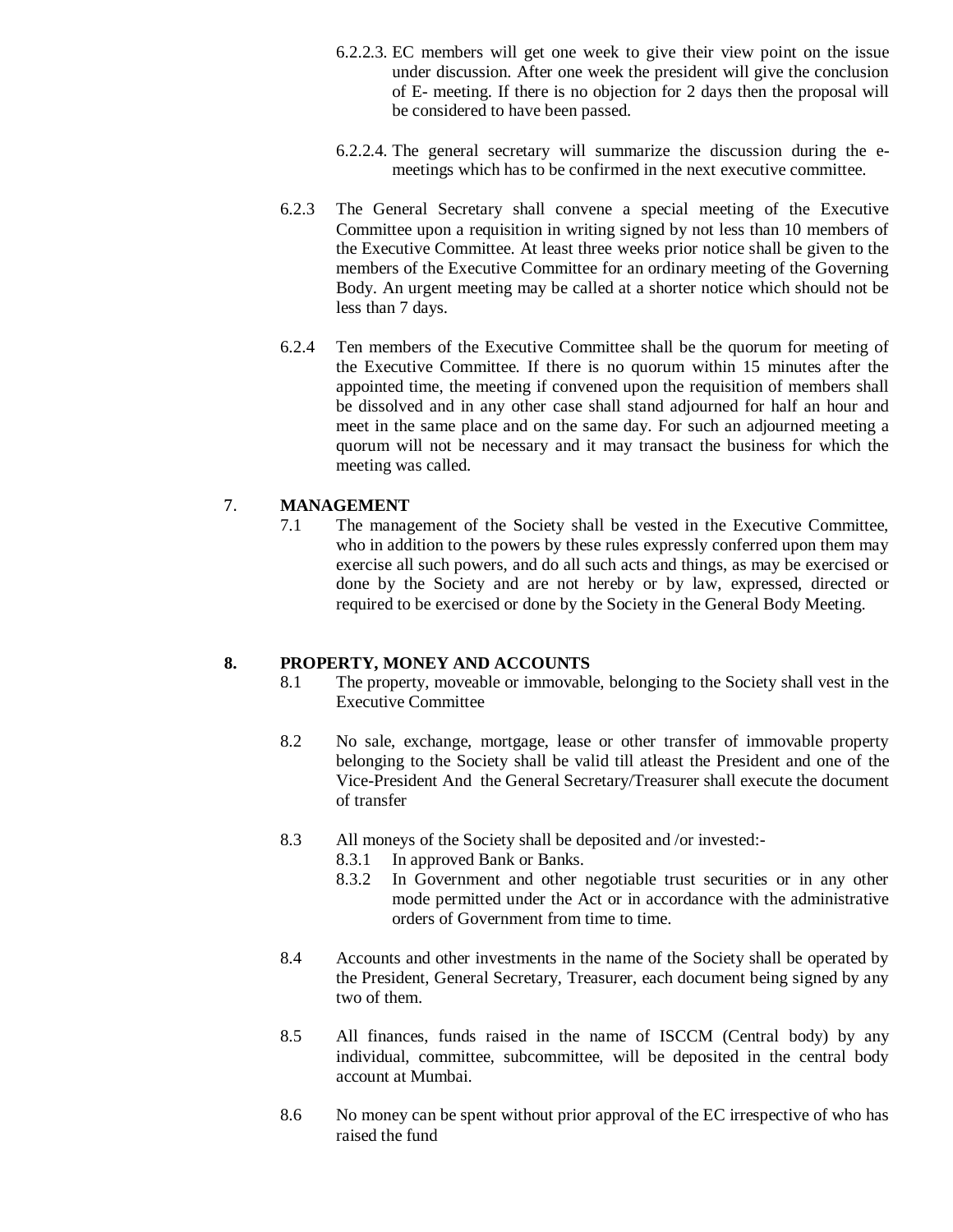6.2.2.3. EC members will get one week to give their view point on the issue under discussion. After one week the president will give the conclusion of E- meeting. If there is no objection for 2 days then the proposal will be considered to have been passed.

6.2.2.4. The general secretary will summarize the discussion during the e-meetings which has to be confirmed in the next executive committee.

6.2.3 The General Secretary shall convene a special meeting of the Executive Committee upon a requisition in writing signed by not less than 10 members of the Executive Committee. At least three weeks prior notice shall be given to the members of the Executive Committee for an ordinary meeting of the Governing Body. An urgent meeting may be called at a shorter notice which should not be less than 7 days.

6.2.4 Ten members of the Executive Committee shall be the quorum for meeting of the Executive Committee. If there is no quorum within 15 minutes after the appointed time, the meeting if convened upon the requisition of members shall be dissolved and in any other case shall stand adjourned for half an hour and meet in the same place and on the same day. For such an adjourned meeting a quorum will not be necessary and it may transact the business for which the meeting was called.

## 7. MANAGEMENT

7.1 The management of the Society shall be vested in the Executive Committee, who in addition to the powers by these rules expressly conferred upon them may exercise all such powers, and do all such acts and things, as may be exercised or done by the Society and are not hereby or by law, expressed, directed or required to be exercised or done by the Society in the General Body Meeting.

## 8. PROPERTY, MONEY AND ACCOUNTS

8.1 The property, moveable or immovable, belonging to the Society shall vest in the Executive Committee

8.2 No sale, exchange, mortgage, lease or other transfer of immovable property belonging to the Society shall be valid till atleast the President and one of the Vice-President And the General Secretary/Treasurer shall execute the document of transfer

8.3 All moneys of the Society shall be deposited and /or invested:-

8.3.1 In approved Bank or Banks.

8.3.2 In Government and other negotiable trust securities or in any other mode permitted under the Act or in accordance with the administrative orders of Government from time to time.

8.4 Accounts and other investments in the name of the Society shall be operated by the President, General Secretary, Treasurer, each document being signed by any two of them.

8.5 All finances, funds raised in the name of ISCCM (Central body) by any individual, committee, subcommittee, will be deposited in the central body account at Mumbai.

8.6 No money can be spent without prior approval of the EC irrespective of who has raised the fund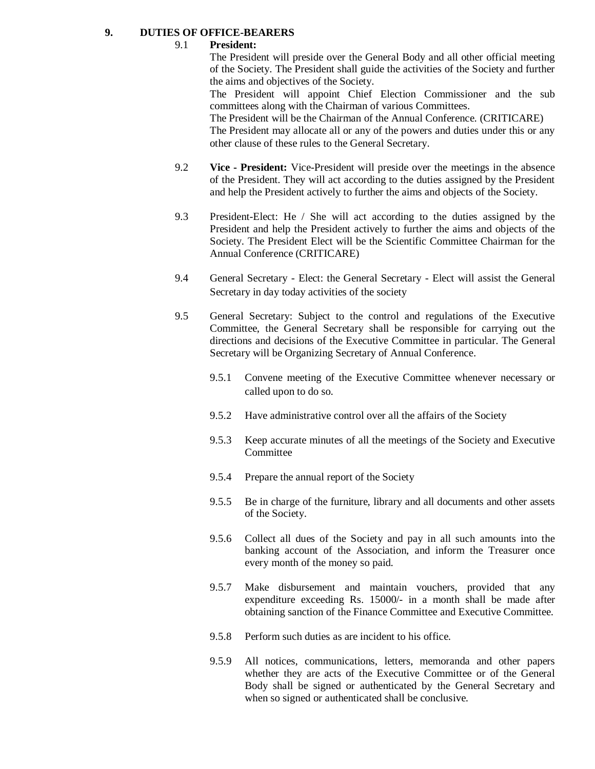## 9. DUTIES OF OFFICE-BEARERS

9.1 **President:**

The President will preside over the General Body and all other official meeting of the Society. The President shall guide the activities of the Society and further the aims and objectives of the Society.

The President will appoint Chief Election Commissioner and the sub committees along with the Chairman of various Committees.

The President will be the Chairman of the Annual Conference. (CRITICARE)

The President may allocate all or any of the powers and duties under this or any other clause of these rules to the General Secretary.

9.2 **Vice - President:** Vice-President will preside over the meetings in the absence of the President. They will act according to the duties assigned by the President and help the President actively to further the aims and objects of the Society.

9.3 President-Elect: He / She will act according to the duties assigned by the President and help the President actively to further the aims and objects of the Society. The President Elect will be the Scientific Committee Chairman for the Annual Conference (CRITICARE)

9.4 General Secretary - Elect: the General Secretary - Elect will assist the General Secretary in day today activities of the society

9.5 General Secretary: Subject to the control and regulations of the Executive Committee, the General Secretary shall be responsible for carrying out the directions and decisions of the Executive Committee in particular. The General Secretary will be Organizing Secretary of Annual Conference.

9.5.1 Convene meeting of the Executive Committee whenever necessary or called upon to do so.

9.5.2 Have administrative control over all the affairs of the Society

9.5.3 Keep accurate minutes of all the meetings of the Society and Executive Committee

9.5.4 Prepare the annual report of the Society

9.5.5 Be in charge of the furniture, library and all documents and other assets of the Society.

9.5.6 Collect all dues of the Society and pay in all such amounts into the banking account of the Association, and inform the Treasurer once every month of the money so paid.

9.5.7 Make disbursement and maintain vouchers, provided that any expenditure exceeding Rs. 15000/- in a month shall be made after obtaining sanction of the Finance Committee and Executive Committee.

9.5.8 Perform such duties as are incident to his office.

9.5.9 All notices, communications, letters, memoranda and other papers whether they are acts of the Executive Committee or of the General Body shall be signed or authenticated by the General Secretary and when so signed or authenticated shall be conclusive.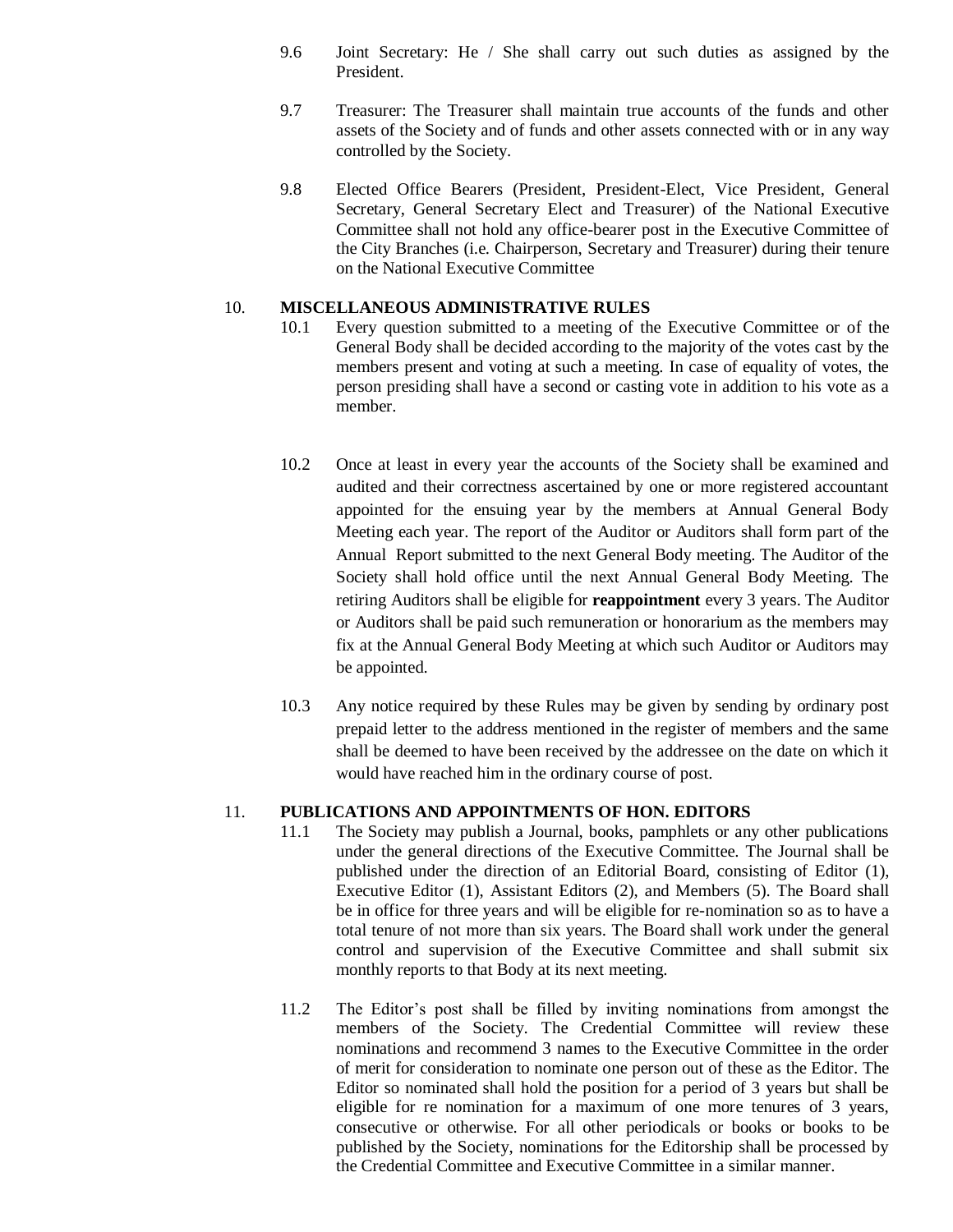9.6 Joint Secretary: He / She shall carry out such duties as assigned by the President.

9.7 Treasurer: The Treasurer shall maintain true accounts of the funds and other assets of the Society and of funds and other assets connected with or in any way controlled by the Society.

9.8 Elected Office Bearers (President, President-Elect, Vice President, General Secretary, General Secretary Elect and Treasurer) of the National Executive Committee shall not hold any office-bearer post in the Executive Committee of the City Branches (i.e. Chairperson, Secretary and Treasurer) during their tenure on the National Executive Committee

## 10. MISCELLANEOUS ADMINISTRATIVE RULES

10.1 Every question submitted to a meeting of the Executive Committee or of the General Body shall be decided according to the majority of the votes cast by the members present and voting at such a meeting. In case of equality of votes, the person presiding shall have a second or casting vote in addition to his vote as a member.

10.2 Once at least in every year the accounts of the Society shall be examined and audited and their correctness ascertained by one or more registered accountant appointed for the ensuing year by the members at Annual General Body Meeting each year. The report of the Auditor or Auditors shall form part of the Annual Report submitted to the next General Body meeting. The Auditor of the Society shall hold office until the next Annual General Body Meeting. The retiring Auditors shall be eligible for **reappointment** every 3 years. The Auditor or Auditors shall be paid such remuneration or honorarium as the members may fix at the Annual General Body Meeting at which such Auditor or Auditors may be appointed.

10.3 Any notice required by these Rules may be given by sending by ordinary post prepaid letter to the address mentioned in the register of members and the same shall be deemed to have been received by the addressee on the date on which it would have reached him in the ordinary course of post.

## 11. PUBLICATIONS AND APPOINTMENTS OF HON. EDITORS

11.1 The Society may publish a Journal, books, pamphlets or any other publications under the general directions of the Executive Committee. The Journal shall be published under the direction of an Editorial Board, consisting of Editor (1), Executive Editor (1), Assistant Editors (2), and Members (5). The Board shall be in office for three years and will be eligible for re-nomination so as to have a total tenure of not more than six years. The Board shall work under the general control and supervision of the Executive Committee and shall submit six monthly reports to that Body at its next meeting.

11.2 The Editor's post shall be filled by inviting nominations from amongst the members of the Society. The Credential Committee will review these nominations and recommend 3 names to the Executive Committee in the order of merit for consideration to nominate one person out of these as the Editor. The Editor so nominated shall hold the position for a period of 3 years but shall be eligible for re nomination for a maximum of one more tenures of 3 years, consecutive or otherwise. For all other periodicals or books or books to be published by the Society, nominations for the Editorship shall be processed by the Credential Committee and Executive Committee in a similar manner.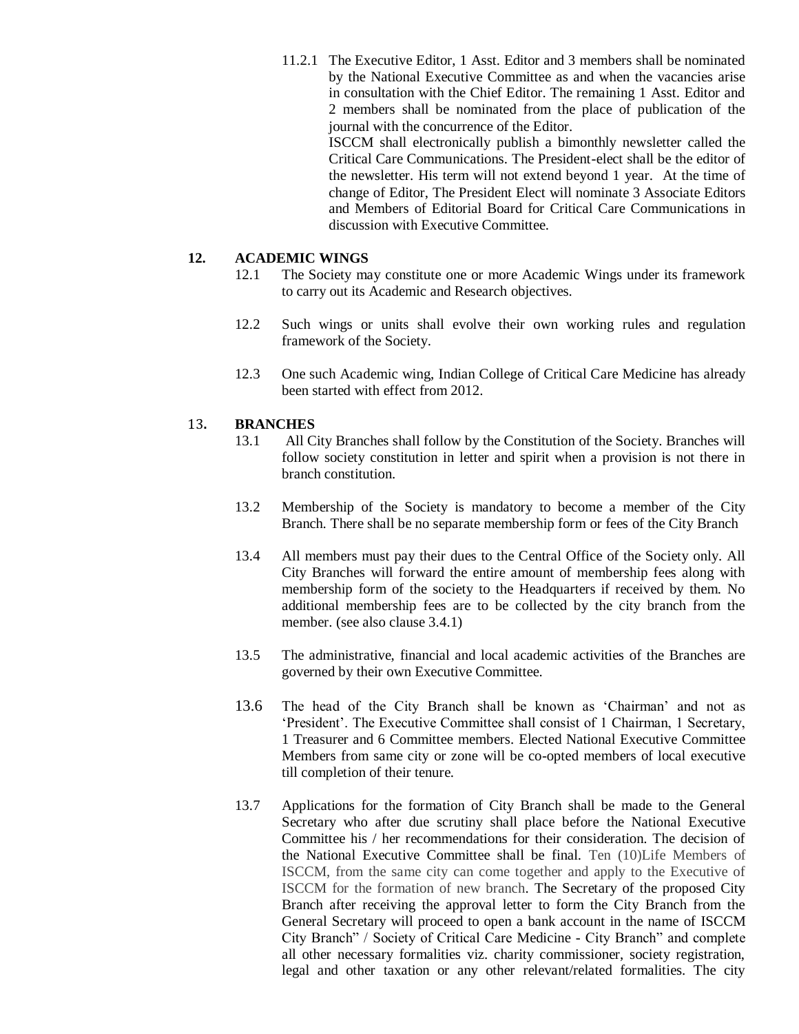11.2.1 The Executive Editor, 1 Asst. Editor and 3 members shall be nominated by the National Executive Committee as and when the vacancies arise in consultation with the Chief Editor. The remaining 1 Asst. Editor and 2 members shall be nominated from the place of publication of the journal with the concurrence of the Editor.

ISCCM shall electronically publish a bimonthly newsletter called the Critical Care Communications. The President-elect shall be the editor of the newsletter. His term will not extend beyond 1 year. At the time of change of Editor, The President Elect will nominate 3 Associate Editors and Members of Editorial Board for Critical Care Communications in discussion with Executive Committee.

## 12. ACADEMIC WINGS

12.1 The Society may constitute one or more Academic Wings under its framework to carry out its Academic and Research objectives.

12.2 Such wings or units shall evolve their own working rules and regulation framework of the Society.

12.3 One such Academic wing, Indian College of Critical Care Medicine has already been started with effect from 2012.

## 13. BRANCHES

13.1 All City Branches shall follow by the Constitution of the Society. Branches will follow society constitution in letter and spirit when a provision is not there in branch constitution.

13.2 Membership of the Society is mandatory to become a member of the City Branch. There shall be no separate membership form or fees of the City Branch

13.4 All members must pay their dues to the Central Office of the Society only. All City Branches will forward the entire amount of membership fees along with membership form of the society to the Headquarters if received by them. No additional membership fees are to be collected by the city branch from the member. (see also clause 3.4.1)

13.5 The administrative, financial and local academic activities of the Branches are governed by their own Executive Committee.

13.6 The head of the City Branch shall be known as 'Chairman' and not as 'President'. The Executive Committee shall consist of 1 Chairman, 1 Secretary, 1 Treasurer and 6 Committee members. Elected National Executive Committee Members from same city or zone will be co-opted members of local executive till completion of their tenure.

13.7 Applications for the formation of City Branch shall be made to the General Secretary who after due scrutiny shall place before the National Executive Committee his / her recommendations for their consideration. The decision of the National Executive Committee shall be final. Ten (10)Life Members of ISCCM, from the same city can come together and apply to the Executive of ISCCM for the formation of new branch. The Secretary of the proposed City Branch after receiving the approval letter to form the City Branch from the General Secretary will proceed to open a bank account in the name of ISCCM City Branch" / Society of Critical Care Medicine - City Branch" and complete all other necessary formalities viz. charity commissioner, society registration, legal and other taxation or any other relevant/related formalities. The city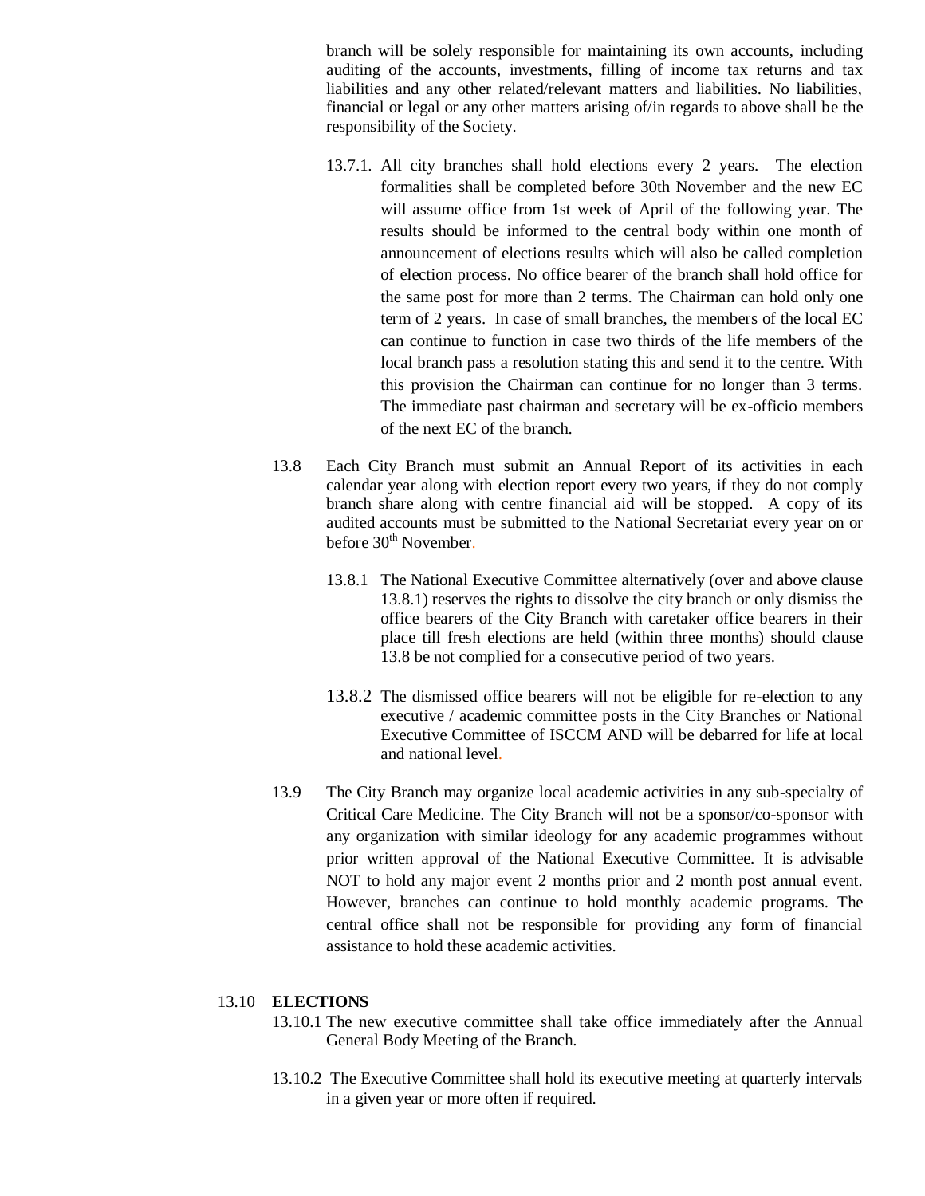branch will be solely responsible for maintaining its own accounts, including auditing of the accounts, investments, filling of income tax returns and tax liabilities and any other related/relevant matters and liabilities. No liabilities, financial or legal or any other matters arising of/in regards to above shall be the responsibility of the Society.

13.7.1. All city branches shall hold elections every 2 years. The election formalities shall be completed before 30th November and the new EC will assume office from 1st week of April of the following year. The results should be informed to the central body within one month of announcement of elections results which will also be called completion of election process. No office bearer of the branch shall hold office for the same post for more than 2 terms. The Chairman can hold only one term of 2 years. In case of small branches, the members of the local EC can continue to function in case two thirds of the life members of the local branch pass a resolution stating this and send it to the centre. With this provision the Chairman can continue for no longer than 3 terms. The immediate past chairman and secretary will be ex-officio members of the next EC of the branch.

13.8 Each City Branch must submit an Annual Report of its activities in each calendar year along with election report every two years, if they do not comply branch share along with centre financial aid will be stopped. A copy of its audited accounts must be submitted to the National Secretariat every year on or before 30th November.

13.8.1 The National Executive Committee alternatively (over and above clause 13.8.1) reserves the rights to dissolve the city branch or only dismiss the office bearers of the City Branch with caretaker office bearers in their place till fresh elections are held (within three months) should clause 13.8 be not complied for a consecutive period of two years.

13.8.2 The dismissed office bearers will not be eligible for re-election to any executive / academic committee posts in the City Branches or National Executive Committee of ISCCM AND will be debarred for life at local and national level.

13.9 The City Branch may organize local academic activities in any sub-specialty of Critical Care Medicine. The City Branch will not be a sponsor/co-sponsor with any organization with similar ideology for any academic programmes without prior written approval of the National Executive Committee. It is advisable NOT to hold any major event 2 months prior and 2 month post annual event. However, branches can continue to hold monthly academic programs. The central office shall not be responsible for providing any form of financial assistance to hold these academic activities.

13.10 **ELECTIONS**

13.10.1 The new executive committee shall take office immediately after the Annual General Body Meeting of the Branch.

13.10.2 The Executive Committee shall hold its executive meeting at quarterly intervals in a given year or more often if required.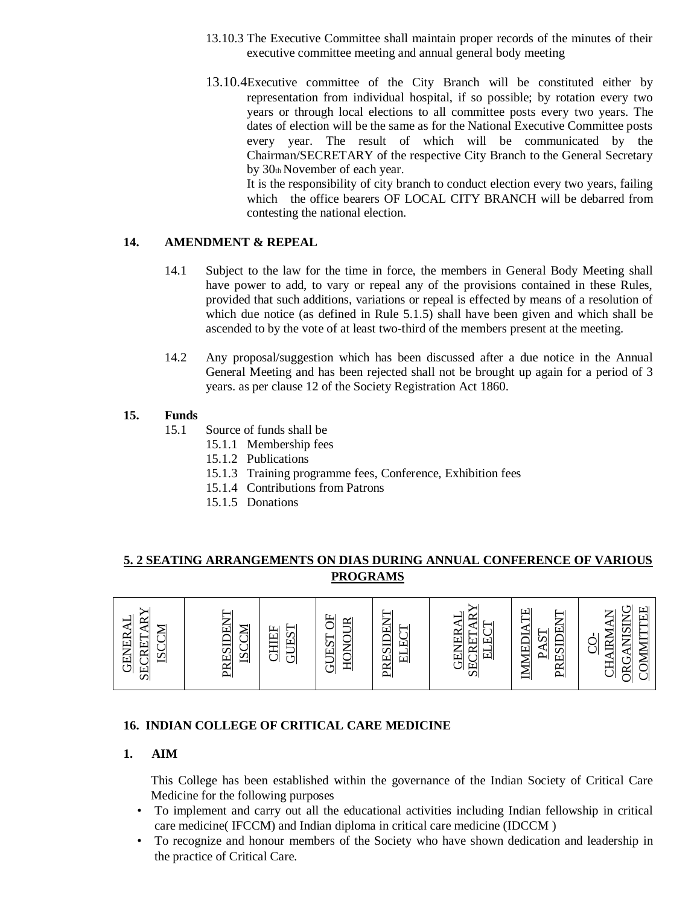13.10.3 The Executive Committee shall maintain proper records of the minutes of their executive committee meeting and annual general body meeting

13.10.4 Executive committee of the City Branch will be constituted either by representation from individual hospital, if so possible; by rotation every two years or through local elections to all committee posts every two years. The dates of election will be the same as for the National Executive Committee posts every year. The result of which will be communicated by the Chairman/SECRETARY of the respective City Branch to the General Secretary by 30th November of each year.
It is the responsibility of city branch to conduct election every two years, failing which the office bearers OF LOCAL CITY BRANCH will be debarred from contesting the national election.

### 14. AMENDMENT & REPEAL

14.1 Subject to the law for the time in force, the members in General Body Meeting shall have power to add, to vary or repeal any of the provisions contained in these Rules, provided that such additions, variations or repeal is effected by means of a resolution of which due notice (as defined in Rule 5.1.5) shall have been given and which shall be ascended to by the vote of at least two-third of the members present at the meeting.

14.2 Any proposal/suggestion which has been discussed after a due notice in the Annual General Meeting and has been rejected shall not be brought up again for a period of 3 years. as per clause 12 of the Society Registration Act 1860.

### 15. Funds

15.1 Source of funds shall be
- 15.1.1 Membership fees
- 15.1.2 Publications
- 15.1.3 Training programme fees, Conference, Exhibition fees
- 15.1.4 Contributions from Patrons
- 15.1.5 Donations

### 5. 2 SEATING ARRANGEMENTS ON DIAS DURING ANNUAL CONFERENCE OF VARIOUS PROGRAMS

| GENERAL SECRETARY ISCCM | PRESIDENT ISCCM | CHIEF GUEST | GUEST OF HONOUR | PRESIDENT ELECT | GENERAL SECRETARY ELECT | IMMEDIATE PAST PRESIDENT | CO-CHAIRMAN ORGANISING COMMITTEE |
|---|---|---|---|---|---|---|---|

### 16. INDIAN COLLEGE OF CRITICAL CARE MEDICINE

**1. AIM**

This College has been established within the governance of the Indian Society of Critical Care Medicine for the following purposes

- To implement and carry out all the educational activities including Indian fellowship in critical care medicine( IFCCM) and Indian diploma in critical care medicine (IDCCM )
- To recognize and honour members of the Society who have shown dedication and leadership in the practice of Critical Care.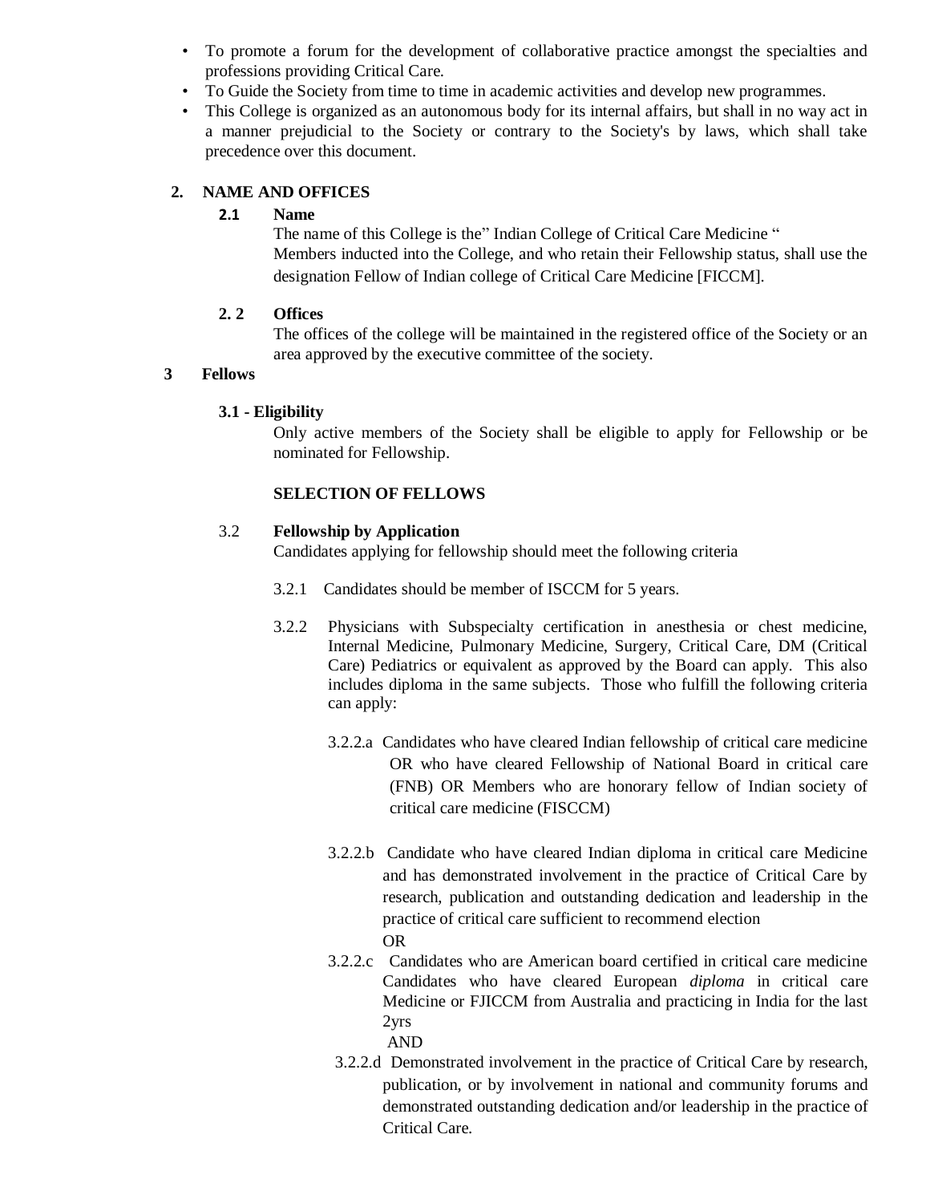- To promote a forum for the development of collaborative practice amongst the specialties and professions providing Critical Care.
- To Guide the Society from time to time in academic activities and develop new programmes.
- This College is organized as an autonomous body for its internal affairs, but shall in no way act in a manner prejudicial to the Society or contrary to the Society's by laws, which shall take precedence over this document.

## 2. NAME AND OFFICES

### 2.1 Name

The name of this College is the" Indian College of Critical Care Medicine "
Members inducted into the College, and who retain their Fellowship status, shall use the designation Fellow of Indian college of Critical Care Medicine [FICCM].

### 2. 2 Offices

The offices of the college will be maintained in the registered office of the Society or an area approved by the executive committee of the society.

## 3 Fellows

### 3.1 - Eligibility

Only active members of the Society shall be eligible to apply for Fellowship or be nominated for Fellowship.

**SELECTION OF FELLOWS**

### 3.2 Fellowship by Application

Candidates applying for fellowship should meet the following criteria

3.2.1 Candidates should be member of ISCCM for 5 years.

3.2.2 Physicians with Subspecialty certification in anesthesia or chest medicine, Internal Medicine, Pulmonary Medicine, Surgery, Critical Care, DM (Critical Care) Pediatrics or equivalent as approved by the Board can apply. This also includes diploma in the same subjects. Those who fulfill the following criteria can apply:

3.2.2.a Candidates who have cleared Indian fellowship of critical care medicine OR who have cleared Fellowship of National Board in critical care (FNB) OR Members who are honorary fellow of Indian society of critical care medicine (FISCCM)

3.2.2.b Candidate who have cleared Indian diploma in critical care Medicine and has demonstrated involvement in the practice of Critical Care by research, publication and outstanding dedication and leadership in the practice of critical care sufficient to recommend election

OR

3.2.2.c Candidates who are American board certified in critical care medicine Candidates who have cleared European *diploma* in critical care Medicine or FJICCM from Australia and practicing in India for the last 2yrs

AND

3.2.2.d Demonstrated involvement in the practice of Critical Care by research, publication, or by involvement in national and community forums and demonstrated outstanding dedication and/or leadership in the practice of Critical Care.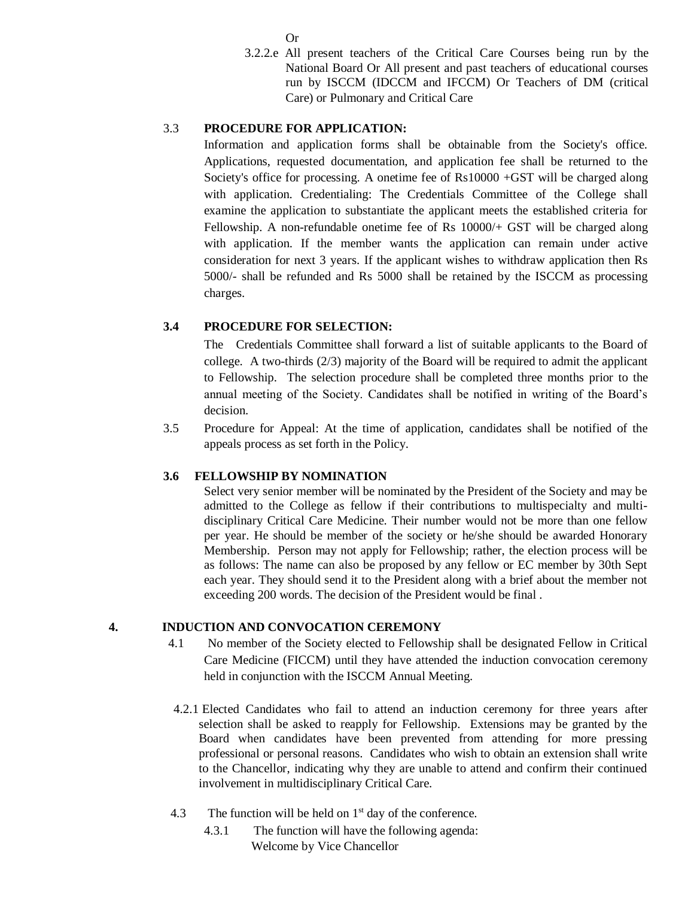Or

3.2.2.e All present teachers of the Critical Care Courses being run by the National Board Or All present and past teachers of educational courses run by ISCCM (IDCCM and IFCCM) Or Teachers of DM (critical Care) or Pulmonary and Critical Care

3.3 **PROCEDURE FOR APPLICATION:**

Information and application forms shall be obtainable from the Society's office. Applications, requested documentation, and application fee shall be returned to the Society's office for processing. A onetime fee of Rs10000 +GST will be charged along with application. Credentialing: The Credentials Committee of the College shall examine the application to substantiate the applicant meets the established criteria for Fellowship. A non-refundable onetime fee of Rs 10000/+ GST will be charged along with application. If the member wants the application can remain under active consideration for next 3 years. If the applicant wishes to withdraw application then Rs 5000/- shall be refunded and Rs 5000 shall be retained by the ISCCM as processing charges.

**3.4 PROCEDURE FOR SELECTION:**

The Credentials Committee shall forward a list of suitable applicants to the Board of college. A two-thirds (2/3) majority of the Board will be required to admit the applicant to Fellowship. The selection procedure shall be completed three months prior to the annual meeting of the Society. Candidates shall be notified in writing of the Board's decision.

3.5 Procedure for Appeal: At the time of application, candidates shall be notified of the appeals process as set forth in the Policy.

**3.6 FELLOWSHIP BY NOMINATION**

Select very senior member will be nominated by the President of the Society and may be admitted to the College as fellow if their contributions to multispecialty and multi-disciplinary Critical Care Medicine. Their number would not be more than one fellow per year. He should be member of the society or he/she should be awarded Honorary Membership. Person may not apply for Fellowship; rather, the election process will be as follows: The name can also be proposed by any fellow or EC member by 30th Sept each year. They should send it to the President along with a brief about the member not exceeding 200 words. The decision of the President would be final .

**4. INDUCTION AND CONVOCATION CEREMONY**

4.1 No member of the Society elected to Fellowship shall be designated Fellow in Critical Care Medicine (FICCM) until they have attended the induction convocation ceremony held in conjunction with the ISCCM Annual Meeting.

4.2.1 Elected Candidates who fail to attend an induction ceremony for three years after selection shall be asked to reapply for Fellowship. Extensions may be granted by the Board when candidates have been prevented from attending for more pressing professional or personal reasons. Candidates who wish to obtain an extension shall write to the Chancellor, indicating why they are unable to attend and confirm their continued involvement in multidisciplinary Critical Care.

4.3 The function will be held on 1st day of the conference.

4.3.1 The function will have the following agenda:

Welcome by Vice Chancellor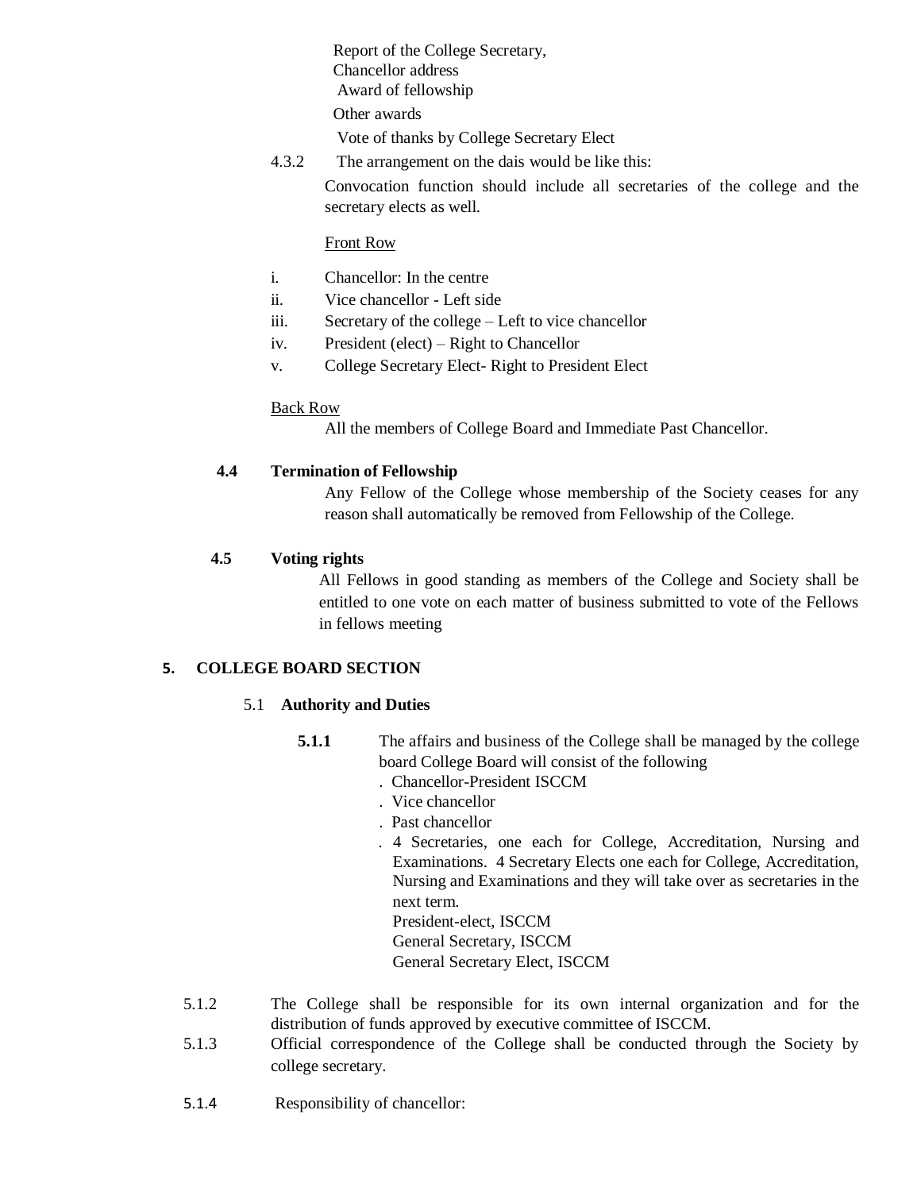Report of the College Secretary,
Chancellor address
Award of fellowship
Other awards
Vote of thanks by College Secretary Elect

4.3.2 The arrangement on the dais would be like this:

Convocation function should include all secretaries of the college and the secretary elects as well.

Front Row

i. Chancellor: In the centre
ii. Vice chancellor - Left side
iii. Secretary of the college – Left to vice chancellor
iv. President (elect) – Right to Chancellor
v. College Secretary Elect- Right to President Elect

Back Row

All the members of College Board and Immediate Past Chancellor.

**4.4 Termination of Fellowship**

Any Fellow of the College whose membership of the Society ceases for any reason shall automatically be removed from Fellowship of the College.

**4.5 Voting rights**

All Fellows in good standing as members of the College and Society shall be entitled to one vote on each matter of business submitted to vote of the Fellows in fellows meeting

## 5. COLLEGE BOARD SECTION

### 5.1 Authority and Duties

**5.1.1** The affairs and business of the College shall be managed by the college board College Board will consist of the following

. Chancellor-President ISCCM
. Vice chancellor
. Past chancellor
. 4 Secretaries, one each for College, Accreditation, Nursing and Examinations. 4 Secretary Elects one each for College, Accreditation, Nursing and Examinations and they will take over as secretaries in the next term.
President-elect, ISCCM
General Secretary, ISCCM
General Secretary Elect, ISCCM

5.1.2 The College shall be responsible for its own internal organization and for the distribution of funds approved by executive committee of ISCCM.

5.1.3 Official correspondence of the College shall be conducted through the Society by college secretary.

5.1.4 Responsibility of chancellor: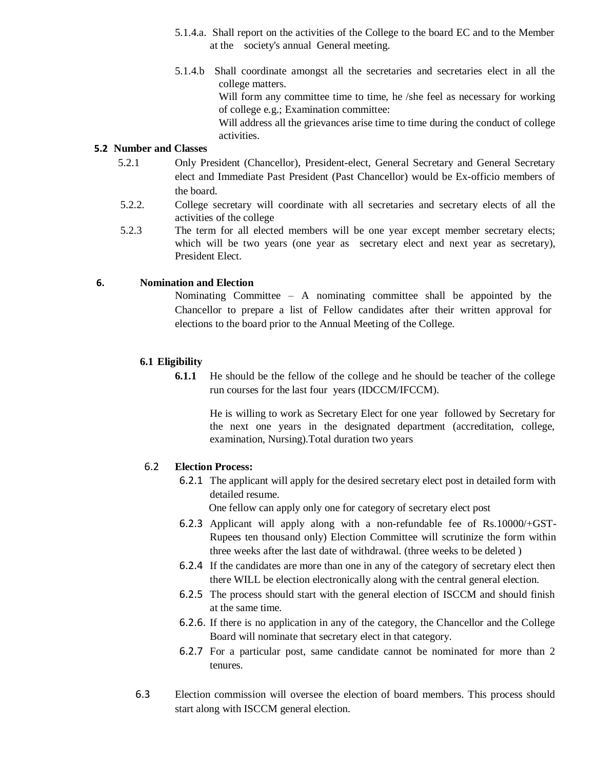5.1.4.a. Shall report on the activities of the College to the board EC and to the Member at the society's annual General meeting.

5.1.4.b Shall coordinate amongst all the secretaries and secretaries elect in all the college matters.
Will form any committee time to time, he /she feel as necessary for working of college e.g.; Examination committee:
Will address all the grievances arise time to time during the conduct of college activities.

**5.2 Number and Classes**

5.2.1 Only President (Chancellor), President-elect, General Secretary and General Secretary elect and Immediate Past President (Past Chancellor) would be Ex-officio members of the board.

5.2.2. College secretary will coordinate with all secretaries and secretary elects of all the activities of the college

5.2.3 The term for all elected members will be one year except member secretary elects; which will be two years (one year as secretary elect and next year as secretary), President Elect.

**6. Nomination and Election**

Nominating Committee – A nominating committee shall be appointed by the Chancellor to prepare a list of Fellow candidates after their written approval for elections to the board prior to the Annual Meeting of the College.

**6.1 Eligibility**

**6.1.1** He should be the fellow of the college and he should be teacher of the college run courses for the last four years (IDCCM/IFCCM).

He is willing to work as Secretary Elect for one year followed by Secretary for the next one years in the designated department (accreditation, college, examination, Nursing).Total duration two years

6.2 **Election Process:**

6.2.1 The applicant will apply for the desired secretary elect post in detailed form with detailed resume.
One fellow can apply only one for category of secretary elect post

6.2.3 Applicant will apply along with a non-refundable fee of Rs.10000/+GST- Rupees ten thousand only) Election Committee will scrutinize the form within three weeks after the last date of withdrawal. (three weeks to be deleted )

6.2.4 If the candidates are more than one in any of the category of secretary elect then there WILL be election electronically along with the central general election.

6.2.5 The process should start with the general election of ISCCM and should finish at the same time.

6.2.6. If there is no application in any of the category, the Chancellor and the College Board will nominate that secretary elect in that category.

6.2.7 For a particular post, same candidate cannot be nominated for more than 2 tenures.

6.3 Election commission will oversee the election of board members. This process should start along with ISCCM general election.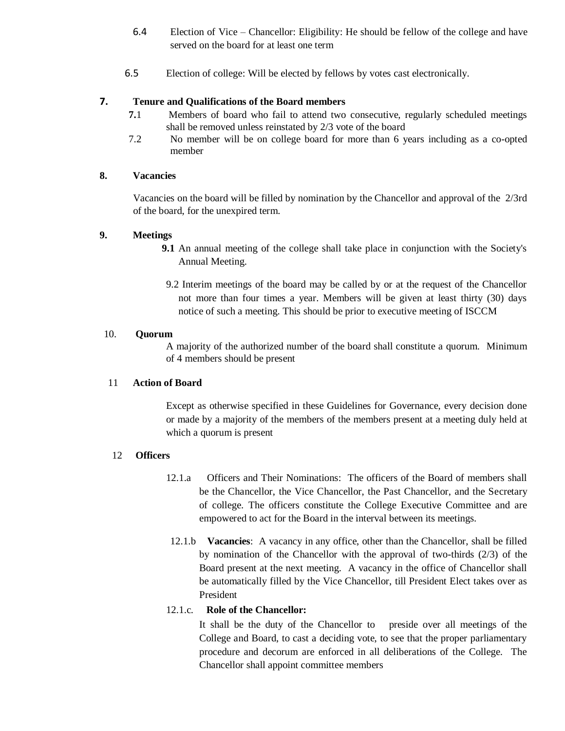6.4 Election of Vice – Chancellor: Eligibility: He should be fellow of the college and have served on the board for at least one term

6.5 Election of college: Will be elected by fellows by votes cast electronically.

## 7. Tenure and Qualifications of the Board members

**7.**1 Members of board who fail to attend two consecutive, regularly scheduled meetings shall be removed unless reinstated by 2/3 vote of the board

7.2 No member will be on college board for more than 6 years including as a co-opted member

## 8. Vacancies

Vacancies on the board will be filled by nomination by the Chancellor and approval of the 2/3rd of the board, for the unexpired term.

## 9. Meetings

**9.1** An annual meeting of the college shall take place in conjunction with the Society's Annual Meeting.

9.2 Interim meetings of the board may be called by or at the request of the Chancellor not more than four times a year. Members will be given at least thirty (30) days notice of such a meeting. This should be prior to executive meeting of ISCCM

## 10. Quorum

A majority of the authorized number of the board shall constitute a quorum. Minimum of 4 members should be present

## 11 Action of Board

Except as otherwise specified in these Guidelines for Governance, every decision done or made by a majority of the members of the members present at a meeting duly held at which a quorum is present

## 12 Officers

12.1.a Officers and Their Nominations: The officers of the Board of members shall be the Chancellor, the Vice Chancellor, the Past Chancellor, and the Secretary of college. The officers constitute the College Executive Committee and are empowered to act for the Board in the interval between its meetings.

12.1.b **Vacancies**: A vacancy in any office, other than the Chancellor, shall be filled by nomination of the Chancellor with the approval of two-thirds (2/3) of the Board present at the next meeting. A vacancy in the office of Chancellor shall be automatically filled by the Vice Chancellor, till President Elect takes over as President

12.1.c. **Role of the Chancellor:**

It shall be the duty of the Chancellor to preside over all meetings of the College and Board, to cast a deciding vote, to see that the proper parliamentary procedure and decorum are enforced in all deliberations of the College. The Chancellor shall appoint committee members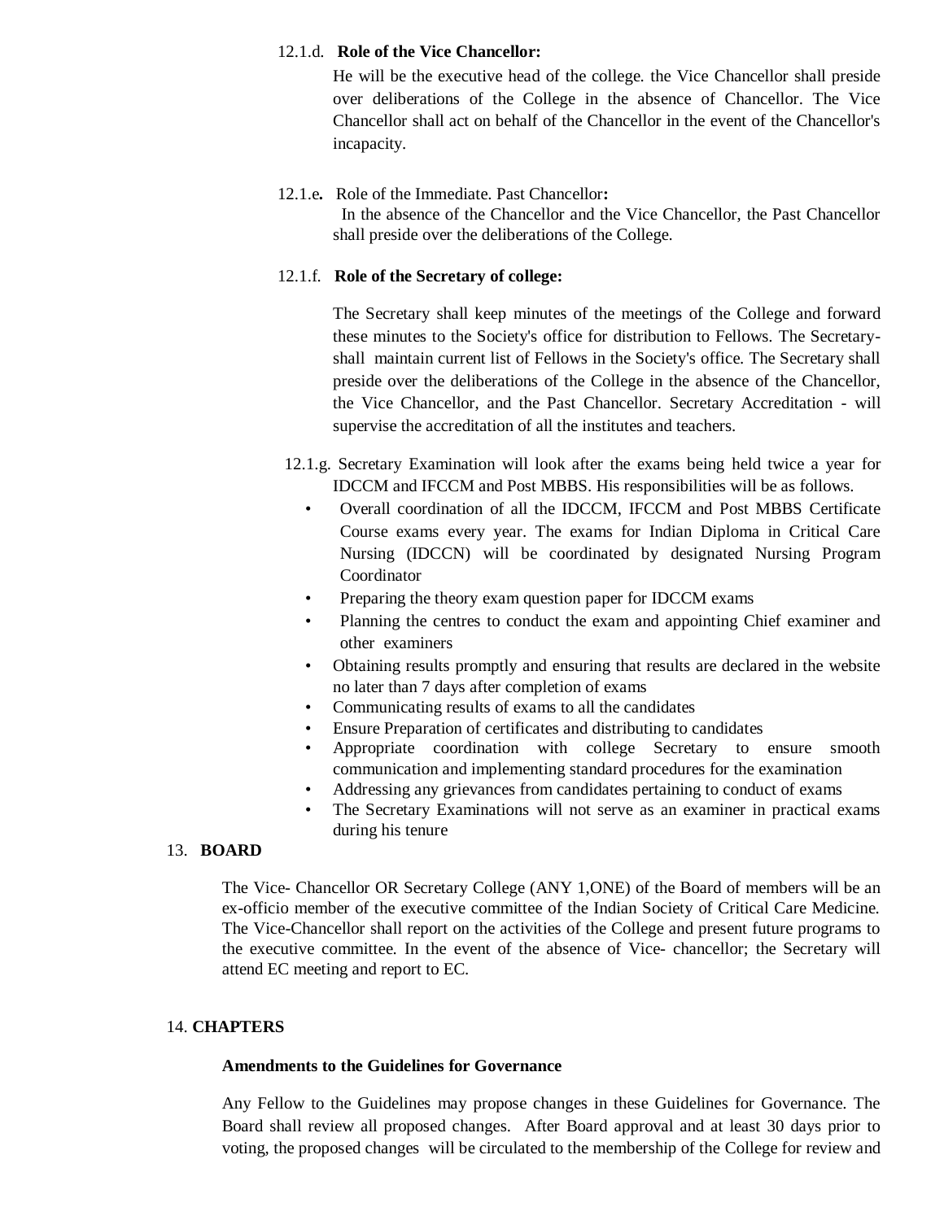12.1.d. **Role of the Vice Chancellor:**

He will be the executive head of the college. the Vice Chancellor shall preside over deliberations of the College in the absence of Chancellor. The Vice Chancellor shall act on behalf of the Chancellor in the event of the Chancellor's incapacity.

12.1.e**.** Role of the Immediate. Past Chancellor**:**

In the absence of the Chancellor and the Vice Chancellor, the Past Chancellor shall preside over the deliberations of the College.

12.1.f. **Role of the Secretary of college:**

The Secretary shall keep minutes of the meetings of the College and forward these minutes to the Society's office for distribution to Fellows. The Secretary- shall maintain current list of Fellows in the Society's office. The Secretary shall preside over the deliberations of the College in the absence of the Chancellor, the Vice Chancellor, and the Past Chancellor. Secretary Accreditation - will supervise the accreditation of all the institutes and teachers.

12.1.g. Secretary Examination will look after the exams being held twice a year for IDCCM and IFCCM and Post MBBS. His responsibilities will be as follows.

- Overall coordination of all the IDCCM, IFCCM and Post MBBS Certificate Course exams every year. The exams for Indian Diploma in Critical Care Nursing (IDCCN) will be coordinated by designated Nursing Program Coordinator
- Preparing the theory exam question paper for IDCCM exams
- Planning the centres to conduct the exam and appointing Chief examiner and other examiners
- Obtaining results promptly and ensuring that results are declared in the website no later than 7 days after completion of exams
- Communicating results of exams to all the candidates
- Ensure Preparation of certificates and distributing to candidates
- Appropriate coordination with college Secretary to ensure smooth communication and implementing standard procedures for the examination
- Addressing any grievances from candidates pertaining to conduct of exams
- The Secretary Examinations will not serve as an examiner in practical exams during his tenure

## 13. BOARD

The Vice- Chancellor OR Secretary College (ANY 1,ONE) of the Board of members will be an ex-officio member of the executive committee of the Indian Society of Critical Care Medicine. The Vice-Chancellor shall report on the activities of the College and present future programs to the executive committee. In the event of the absence of Vice- chancellor; the Secretary will attend EC meeting and report to EC.

## 14. CHAPTERS

**Amendments to the Guidelines for Governance**

Any Fellow to the Guidelines may propose changes in these Guidelines for Governance. The Board shall review all proposed changes. After Board approval and at least 30 days prior to voting, the proposed changes will be circulated to the membership of the College for review and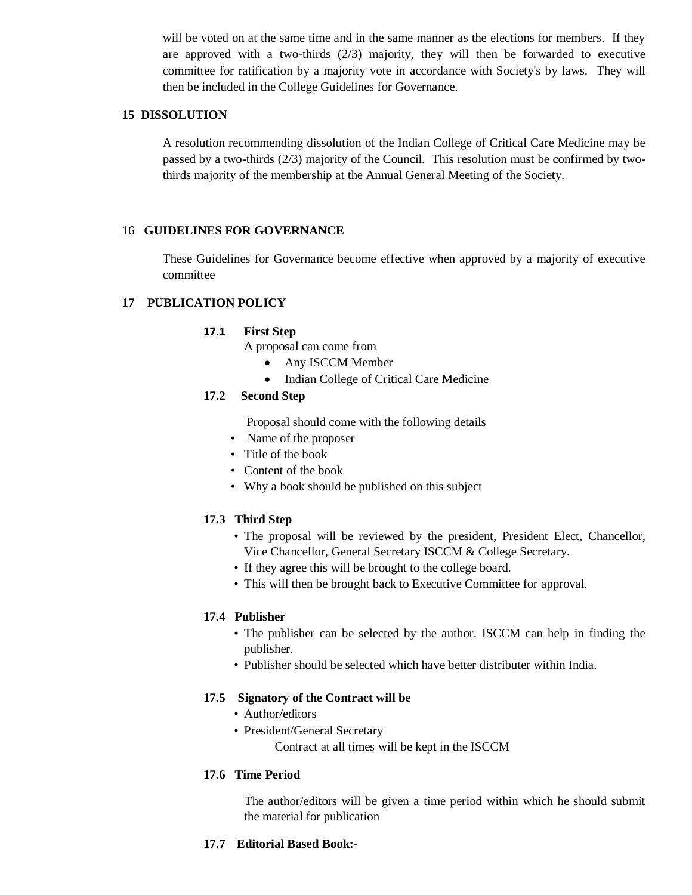will be voted on at the same time and in the same manner as the elections for members. If they are approved with a two-thirds (2/3) majority, they will then be forwarded to executive committee for ratification by a majority vote in accordance with Society's by laws. They will then be included in the College Guidelines for Governance.

## 15 DISSOLUTION

A resolution recommending dissolution of the Indian College of Critical Care Medicine may be passed by a two-thirds (2/3) majority of the Council. This resolution must be confirmed by two-thirds majority of the membership at the Annual General Meeting of the Society.

## 16 GUIDELINES FOR GOVERNANCE

These Guidelines for Governance become effective when approved by a majority of executive committee

## 17 PUBLICATION POLICY

### 17.1 First Step

A proposal can come from

- Any ISCCM Member
- Indian College of Critical Care Medicine

### 17.2 Second Step

Proposal should come with the following details

- Name of the proposer
- Title of the book
- Content of the book
- Why a book should be published on this subject

### 17.3 Third Step

- The proposal will be reviewed by the president, President Elect, Chancellor, Vice Chancellor, General Secretary ISCCM & College Secretary.
- If they agree this will be brought to the college board.
- This will then be brought back to Executive Committee for approval.

### 17.4 Publisher

- The publisher can be selected by the author. ISCCM can help in finding the publisher.
- Publisher should be selected which have better distributer within India.

### 17.5 Signatory of the Contract will be

- Author/editors
- President/General Secretary

Contract at all times will be kept in the ISCCM

### 17.6 Time Period

The author/editors will be given a time period within which he should submit the material for publication

### 17.7 Editorial Based Book:-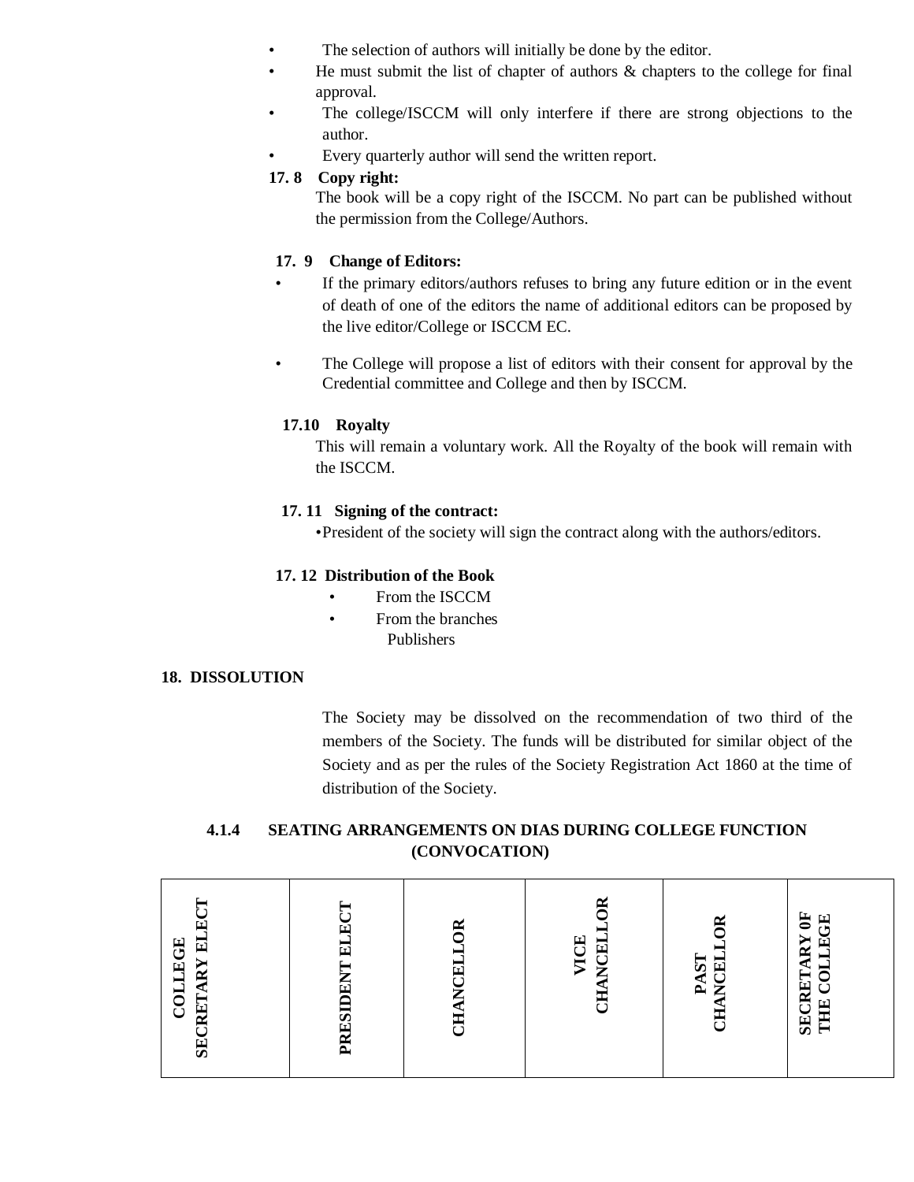- The selection of authors will initially be done by the editor.
- He must submit the list of chapter of authors & chapters to the college for final approval.
- The college/ISCCM will only interfere if there are strong objections to the author.
- Every quarterly author will send the written report.

**17. 8 Copy right:**

The book will be a copy right of the ISCCM. No part can be published without the permission from the College/Authors.

**17. 9 Change of Editors:**

- If the primary editors/authors refuses to bring any future edition or in the event of death of one of the editors the name of additional editors can be proposed by the live editor/College or ISCCM EC.
- The College will propose a list of editors with their consent for approval by the Credential committee and College and then by ISCCM.

**17.10 Royalty**

This will remain a voluntary work. All the Royalty of the book will remain with the ISCCM.

**17. 11 Signing of the contract:**

- President of the society will sign the contract along with the authors/editors.

**17. 12 Distribution of the Book**

- From the ISCCM
- From the branches
  Publishers

## 18. DISSOLUTION

The Society may be dissolved on the recommendation of two third of the members of the Society. The funds will be distributed for similar object of the Society and as per the rules of the Society Registration Act 1860 at the time of distribution of the Society.

### 4.1.4 SEATING ARRANGEMENTS ON DIAS DURING COLLEGE FUNCTION (CONVOCATION)

| COLLEGE SECRETARY ELECT | PRESIDENT ELECT | CHANCELLOR | VICE CHANCELLOR | PAST CHANCELLOR | SECRETARY 0F THE COLLEGE |
|---|---|---|---|---|---|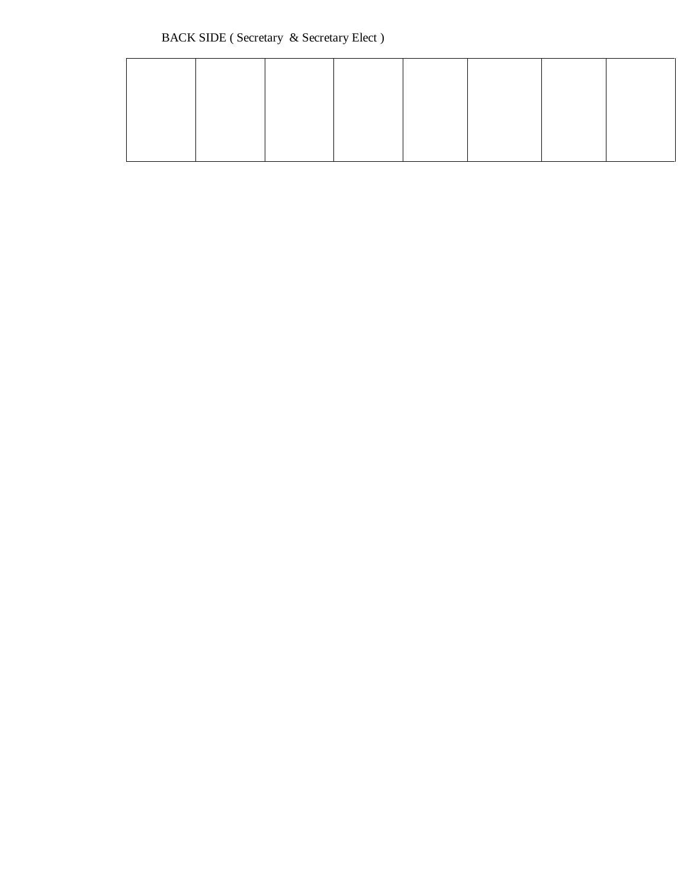BACK SIDE ( Secretary & Secretary Elect )

| | | | | | | | |
|---|---|---|---|---|---|---|---|
| | | | | | | | |